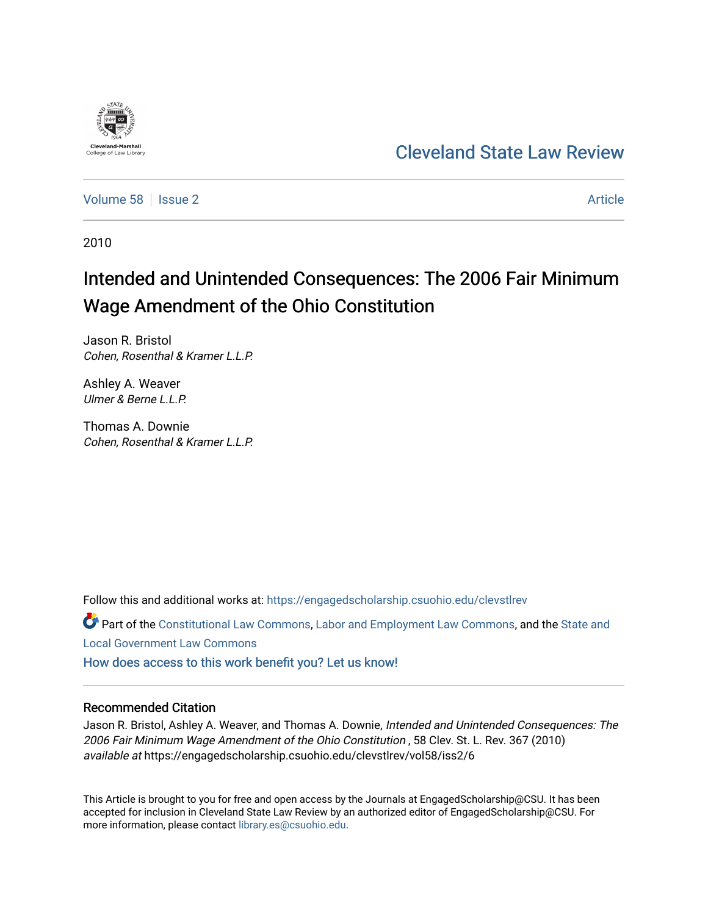Cleveland-Marshall College of Law Library

# Cleveland State Law Review

Volume 58 | Issue 2 | Article

2010

# Intended and Unintended Consequences: The 2006 Fair Minimum Wage Amendment of the Ohio Constitution

Jason R. Bristol
*Cohen, Rosenthal & Kramer L.L.P.*

Ashley A. Weaver
*Ulmer & Berne L.L.P.*

Thomas A. Downie
*Cohen, Rosenthal & Kramer L.L.P.*

Follow this and additional works at: https://engagedscholarship.csuohio.edu/clevstlrev

Part of the Constitutional Law Commons, Labor and Employment Law Commons, and the State and Local Government Law Commons

How does access to this work benefit you? Let us know!

## Recommended Citation

Jason R. Bristol, Ashley A. Weaver, and Thomas A. Downie, *Intended and Unintended Consequences: The 2006 Fair Minimum Wage Amendment of the Ohio Constitution* , 58 Clev. St. L. Rev. 367 (2010) *available at* https://engagedscholarship.csuohio.edu/clevstlrev/vol58/iss2/6

This Article is brought to you for free and open access by the Journals at EngagedScholarship@CSU. It has been accepted for inclusion in Cleveland State Law Review by an authorized editor of EngagedScholarship@CSU. For more information, please contact library.es@csuohio.edu.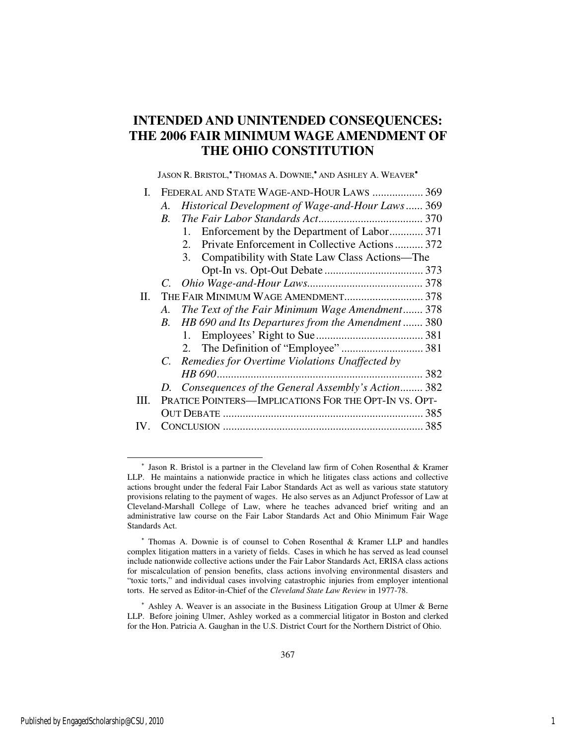# INTENDED AND UNINTENDED CONSEQUENCES: THE 2006 FAIR MINIMUM WAGE AMENDMENT OF THE OHIO CONSTITUTION

JASON R. BRISTOL,* THOMAS A. DOWNIE,* AND ASHLEY A. WEAVER*

- I. FEDERAL AND STATE WAGE-AND-HOUR LAWS .................. 369
  - A. *Historical Development of Wage-and-Hour Laws* ...... 369
  - B. *The Fair Labor Standards Act* ..................................... 370
    1. Enforcement by the Department of Labor ............ 371
    2. Private Enforcement in Collective Actions .......... 372
    3. Compatibility with State Law Class Actions—The Opt-In vs. Opt-Out Debate ................................... 373
  - C. *Ohio Wage-and-Hour Laws* ......................................... 378
- II. THE FAIR MINIMUM WAGE AMENDMENT ............................ 378
  - A. *The Text of the Fair Minimum Wage Amendment* ....... 378
  - B. *HB 690 and Its Departures from the Amendment* ....... 380
    1. Employees' Right to Sue ...................................... 381
    2. The Definition of "Employee" ............................. 381
  - C. *Remedies for Overtime Violations Unaffected by HB 690* ......................................................................... 382
  - D. *Consequences of the General Assembly's Action* ........ 382
- III. PRATICE POINTERS—IMPLICATIONS FOR THE OPT-IN VS. OPT-OUT DEBATE ....................................................................... 385
- IV. CONCLUSION ....................................................................... 385

---

* Jason R. Bristol is a partner in the Cleveland law firm of Cohen Rosenthal & Kramer LLP. He maintains a nationwide practice in which he litigates class actions and collective actions brought under the federal Fair Labor Standards Act as well as various state statutory provisions relating to the payment of wages. He also serves as an Adjunct Professor of Law at Cleveland-Marshall College of Law, where he teaches advanced brief writing and an administrative law course on the Fair Labor Standards Act and Ohio Minimum Fair Wage Standards Act.

* Thomas A. Downie is of counsel to Cohen Rosenthal & Kramer LLP and handles complex litigation matters in a variety of fields. Cases in which he has served as lead counsel include nationwide collective actions under the Fair Labor Standards Act, ERISA class actions for miscalculation of pension benefits, class actions involving environmental disasters and "toxic torts," and individual cases involving catastrophic injuries from employer intentional torts. He served as Editor-in-Chief of the *Cleveland State Law Review* in 1977-78.

* Ashley A. Weaver is an associate in the Business Litigation Group at Ulmer & Berne LLP. Before joining Ulmer, Ashley worked as a commercial litigator in Boston and clerked for the Hon. Patricia A. Gaughan in the U.S. District Court for the Northern District of Ohio.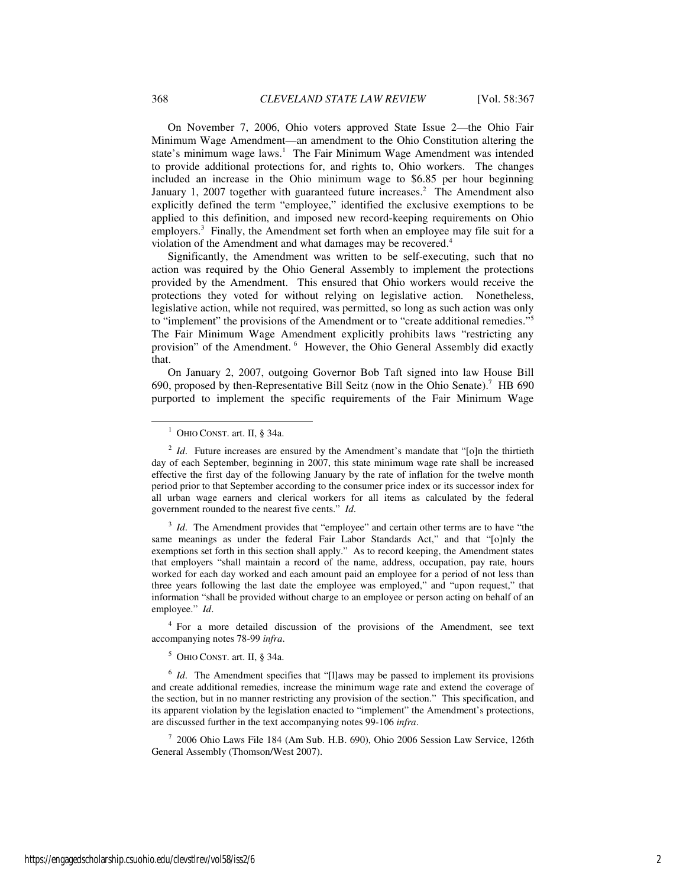On November 7, 2006, Ohio voters approved State Issue 2—the Ohio Fair Minimum Wage Amendment—an amendment to the Ohio Constitution altering the state's minimum wage laws.[1] The Fair Minimum Wage Amendment was intended to provide additional protections for, and rights to, Ohio workers. The changes included an increase in the Ohio minimum wage to $6.85 per hour beginning January 1, 2007 together with guaranteed future increases.[2] The Amendment also explicitly defined the term "employee," identified the exclusive exemptions to be applied to this definition, and imposed new record-keeping requirements on Ohio employers.[3] Finally, the Amendment set forth when an employee may file suit for a violation of the Amendment and what damages may be recovered.[4]

Significantly, the Amendment was written to be self-executing, such that no action was required by the Ohio General Assembly to implement the protections provided by the Amendment. This ensured that Ohio workers would receive the protections they voted for without relying on legislative action. Nonetheless, legislative action, while not required, was permitted, so long as such action was only to "implement" the provisions of the Amendment or to "create additional remedies."[5] The Fair Minimum Wage Amendment explicitly prohibits laws "restricting any provision" of the Amendment.[6] However, the Ohio General Assembly did exactly that.

On January 2, 2007, outgoing Governor Bob Taft signed into law House Bill 690, proposed by then-Representative Bill Seitz (now in the Ohio Senate).[7] HB 690 purported to implement the specific requirements of the Fair Minimum Wage

---

[1] OHIO CONST. art. II, § 34a.

[2] *Id*. Future increases are ensured by the Amendment's mandate that "[o]n the thirtieth day of each September, beginning in 2007, this state minimum wage rate shall be increased effective the first day of the following January by the rate of inflation for the twelve month period prior to that September according to the consumer price index or its successor index for all urban wage earners and clerical workers for all items as calculated by the federal government rounded to the nearest five cents." *Id*.

[3] *Id*. The Amendment provides that "employee" and certain other terms are to have "the same meanings as under the federal Fair Labor Standards Act," and that "[o]nly the exemptions set forth in this section shall apply." As to record keeping, the Amendment states that employers "shall maintain a record of the name, address, occupation, pay rate, hours worked for each day worked and each amount paid an employee for a period of not less than three years following the last date the employee was employed," and "upon request," that information "shall be provided without charge to an employee or person acting on behalf of an employee." *Id*.

[4] For a more detailed discussion of the provisions of the Amendment, see text accompanying notes 78-99 *infra*.

[5] OHIO CONST. art. II, § 34a.

[6] *Id*. The Amendment specifies that "[l]aws may be passed to implement its provisions and create additional remedies, increase the minimum wage rate and extend the coverage of the section, but in no manner restricting any provision of the section." This specification, and its apparent violation by the legislation enacted to "implement" the Amendment's protections, are discussed further in the text accompanying notes 99-106 *infra*.

[7] 2006 Ohio Laws File 184 (Am Sub. H.B. 690), Ohio 2006 Session Law Service, 126th General Assembly (Thomson/West 2007).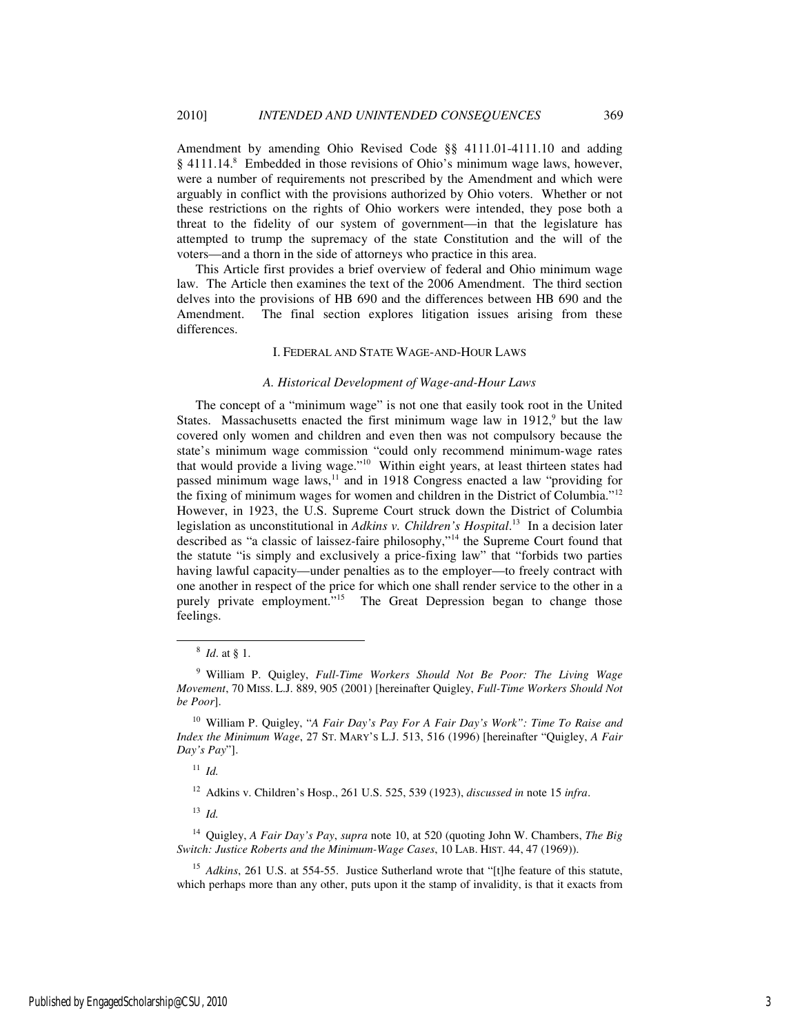Amendment by amending Ohio Revised Code §§ 4111.01-4111.10 and adding § 4111.14.[8] Embedded in those revisions of Ohio's minimum wage laws, however, were a number of requirements not prescribed by the Amendment and which were arguably in conflict with the provisions authorized by Ohio voters. Whether or not these restrictions on the rights of Ohio workers were intended, they pose both a threat to the fidelity of our system of government—in that the legislature has attempted to trump the supremacy of the state Constitution and the will of the voters—and a thorn in the side of attorneys who practice in this area.

This Article first provides a brief overview of federal and Ohio minimum wage law. The Article then examines the text of the 2006 Amendment. The third section delves into the provisions of HB 690 and the differences between HB 690 and the Amendment. The final section explores litigation issues arising from these differences.

## I. Federal and State Wage-and-Hour Laws

### *A. Historical Development of Wage-and-Hour Laws*

The concept of a "minimum wage" is not one that easily took root in the United States. Massachusetts enacted the first minimum wage law in 1912,[9] but the law covered only women and children and even then was not compulsory because the state's minimum wage commission "could only recommend minimum-wage rates that would provide a living wage."[10] Within eight years, at least thirteen states had passed minimum wage laws,[11] and in 1918 Congress enacted a law "providing for the fixing of minimum wages for women and children in the District of Columbia."[12] However, in 1923, the U.S. Supreme Court struck down the District of Columbia legislation as unconstitutional in *Adkins v. Children's Hospital*.[13] In a decision later described as "a classic of laissez-faire philosophy,"[14] the Supreme Court found that the statute "is simply and exclusively a price-fixing law" that "forbids two parties having lawful capacity—under penalties as to the employer—to freely contract with one another in respect of the price for which one shall render service to the other in a purely private employment."[15] The Great Depression began to change those feelings.

---

[8] *Id*. at § 1.

[9] William P. Quigley, *Full-Time Workers Should Not Be Poor: The Living Wage Movement*, 70 MISS. L.J. 889, 905 (2001) [hereinafter Quigley, *Full-Time Workers Should Not be Poor*].

[10] William P. Quigley, "*A Fair Day's Pay For A Fair Day's Work": Time To Raise and Index the Minimum Wage*, 27 ST. MARY'S L.J. 513, 516 (1996) [hereinafter "Quigley, *A Fair Day's Pay*"].

[11] *Id.*

[12] Adkins v. Children's Hosp., 261 U.S. 525, 539 (1923), *discussed in* note 15 *infra*.

[13] *Id.*

[14] Quigley, *A Fair Day's Pay*, *supra* note 10, at 520 (quoting John W. Chambers, *The Big Switch: Justice Roberts and the Minimum-Wage Cases*, 10 LAB. HIST. 44, 47 (1969)).

[15] *Adkins*, 261 U.S. at 554-55. Justice Sutherland wrote that "[t]he feature of this statute, which perhaps more than any other, puts upon it the stamp of invalidity, is that it exacts from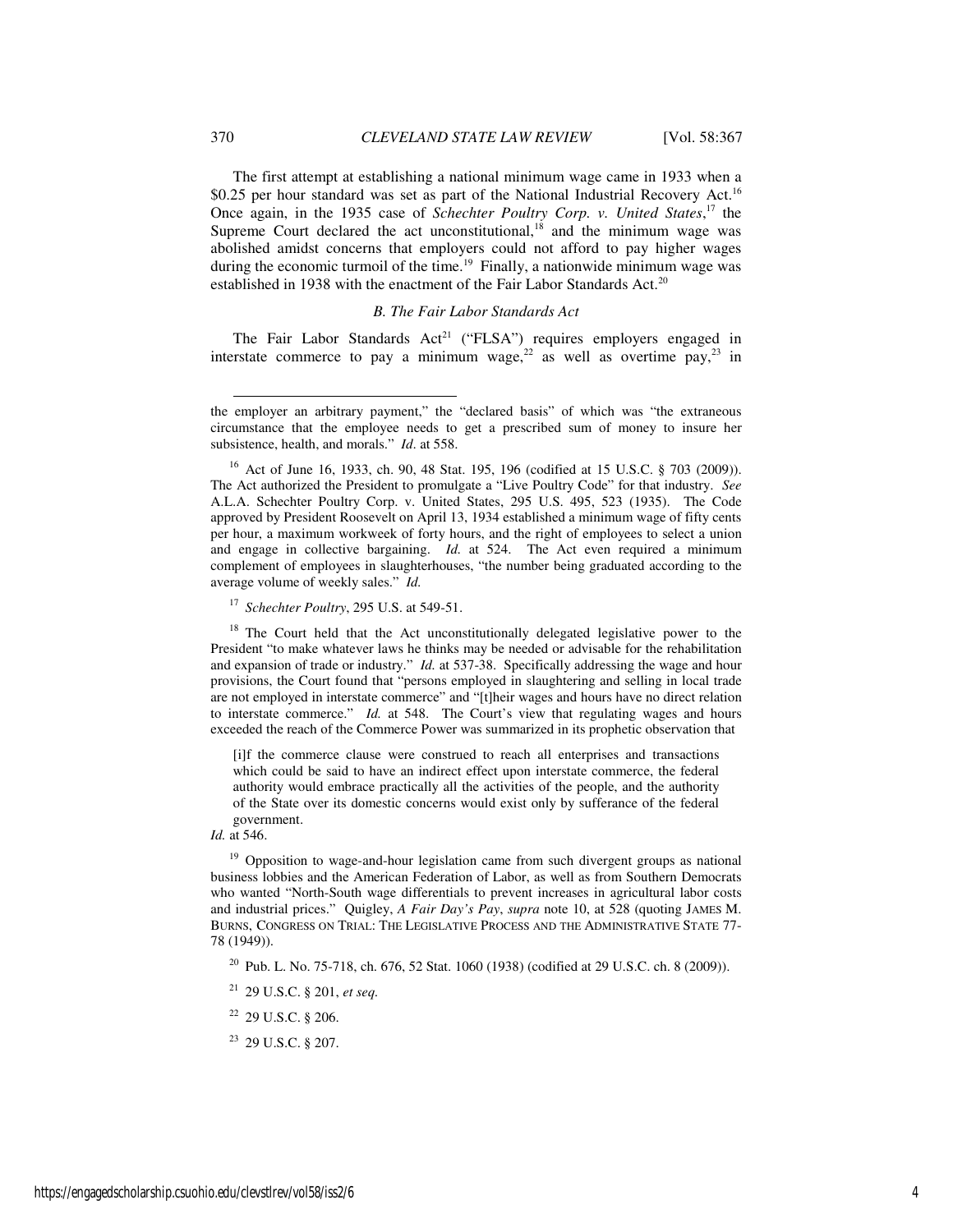The first attempt at establishing a national minimum wage came in 1933 when a $0.25 per hour standard was set as part of the National Industrial Recovery Act.[16] Once again, in the 1935 case of *Schechter Poultry Corp. v. United States*,[17] the Supreme Court declared the act unconstitutional,[18] and the minimum wage was abolished amidst concerns that employers could not afford to pay higher wages during the economic turmoil of the time.[19] Finally, a nationwide minimum wage was established in 1938 with the enactment of the Fair Labor Standards Act.[20]

### *B. The Fair Labor Standards Act*

The Fair Labor Standards Act[21] ("FLSA") requires employers engaged in interstate commerce to pay a minimum wage,[22] as well as overtime pay,[23] in

---

the employer an arbitrary payment," the "declared basis" of which was "the extraneous circumstance that the employee needs to get a prescribed sum of money to insure her subsistence, health, and morals." *Id*. at 558.

[16] Act of June 16, 1933, ch. 90, 48 Stat. 195, 196 (codified at 15 U.S.C. § 703 (2009)). The Act authorized the President to promulgate a "Live Poultry Code" for that industry. *See* A.L.A. Schechter Poultry Corp. v. United States, 295 U.S. 495, 523 (1935). The Code approved by President Roosevelt on April 13, 1934 established a minimum wage of fifty cents per hour, a maximum workweek of forty hours, and the right of employees to select a union and engage in collective bargaining. *Id.* at 524. The Act even required a minimum complement of employees in slaughterhouses, "the number being graduated according to the average volume of weekly sales." *Id.*

[17] *Schechter Poultry*, 295 U.S. at 549-51.

[18] The Court held that the Act unconstitutionally delegated legislative power to the President "to make whatever laws he thinks may be needed or advisable for the rehabilitation and expansion of trade or industry." *Id.* at 537-38. Specifically addressing the wage and hour provisions, the Court found that "persons employed in slaughtering and selling in local trade are not employed in interstate commerce" and "[t]heir wages and hours have no direct relation to interstate commerce." *Id.* at 548. The Court's view that regulating wages and hours exceeded the reach of the Commerce Power was summarized in its prophetic observation that

> [i]f the commerce clause were construed to reach all enterprises and transactions which could be said to have an indirect effect upon interstate commerce, the federal authority would embrace practically all the activities of the people, and the authority of the State over its domestic concerns would exist only by sufferance of the federal government.

*Id.* at 546.

[19] Opposition to wage-and-hour legislation came from such divergent groups as national business lobbies and the American Federation of Labor, as well as from Southern Democrats who wanted "North-South wage differentials to prevent increases in agricultural labor costs and industrial prices." Quigley, *A Fair Day's Pay*, *supra* note 10, at 528 (quoting JAMES M. BURNS, CONGRESS ON TRIAL: THE LEGISLATIVE PROCESS AND THE ADMINISTRATIVE STATE 77-78 (1949)).

[20] Pub. L. No. 75-718, ch. 676, 52 Stat. 1060 (1938) (codified at 29 U.S.C. ch. 8 (2009)).

[21] 29 U.S.C. § 201, *et seq.*

[22] 29 U.S.C. § 206.

[23] 29 U.S.C. § 207.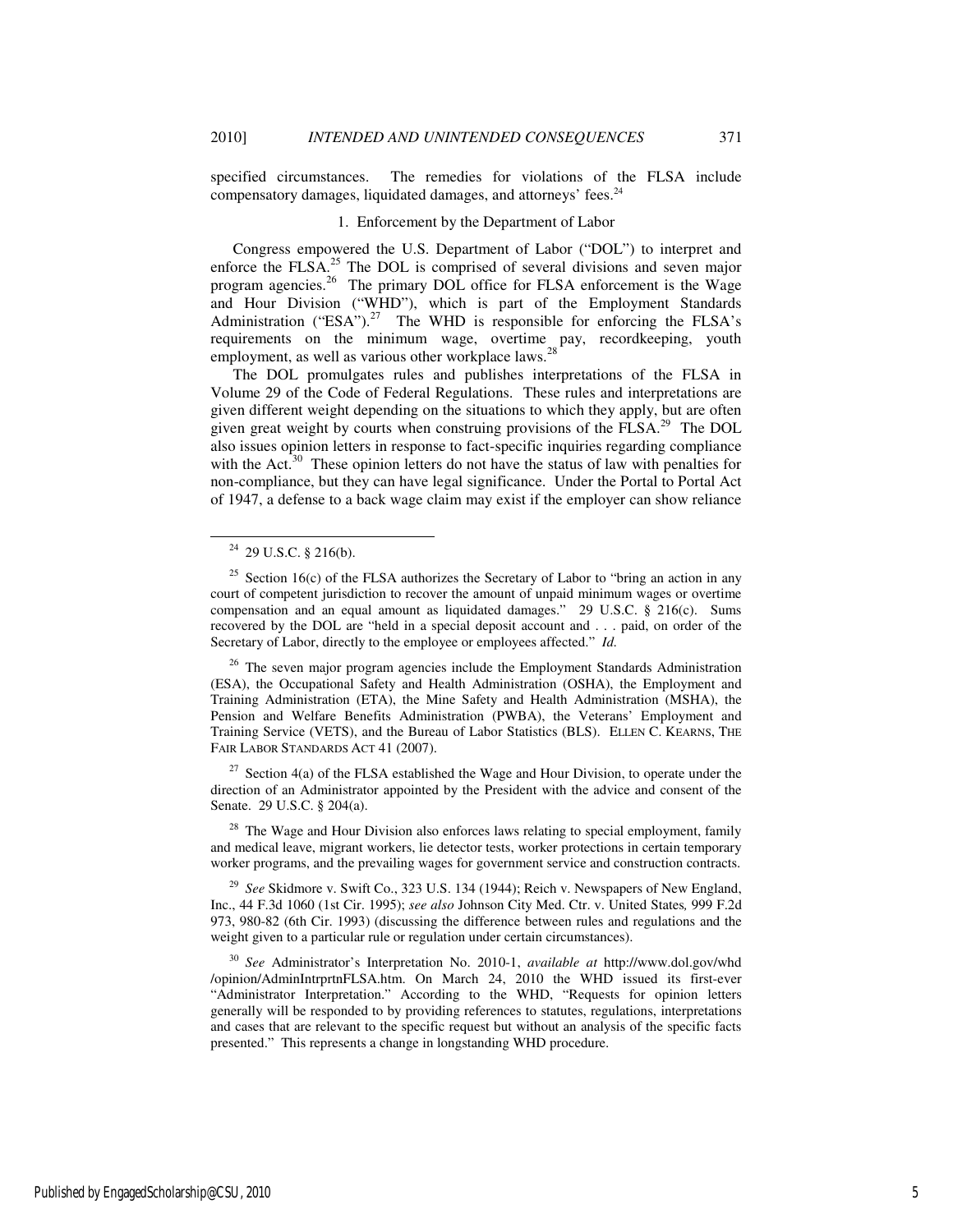specified circumstances. The remedies for violations of the FLSA include compensatory damages, liquidated damages, and attorneys' fees.[24]

### 1. Enforcement by the Department of Labor

Congress empowered the U.S. Department of Labor ("DOL") to interpret and enforce the FLSA.[25] The DOL is comprised of several divisions and seven major program agencies.[26] The primary DOL office for FLSA enforcement is the Wage and Hour Division ("WHD"), which is part of the Employment Standards Administration ("ESA").[27] The WHD is responsible for enforcing the FLSA's requirements on the minimum wage, overtime pay, recordkeeping, youth employment, as well as various other workplace laws.[28]

The DOL promulgates rules and publishes interpretations of the FLSA in Volume 29 of the Code of Federal Regulations. These rules and interpretations are given different weight depending on the situations to which they apply, but are often given great weight by courts when construing provisions of the FLSA.[29] The DOL also issues opinion letters in response to fact-specific inquiries regarding compliance with the Act.[30] These opinion letters do not have the status of law with penalties for non-compliance, but they can have legal significance. Under the Portal to Portal Act of 1947, a defense to a back wage claim may exist if the employer can show reliance

---

[24] 29 U.S.C. § 216(b).

[25] Section 16(c) of the FLSA authorizes the Secretary of Labor to "bring an action in any court of competent jurisdiction to recover the amount of unpaid minimum wages or overtime compensation and an equal amount as liquidated damages." 29 U.S.C. § 216(c). Sums recovered by the DOL are "held in a special deposit account and . . . paid, on order of the Secretary of Labor, directly to the employee or employees affected." *Id.*

[26] The seven major program agencies include the Employment Standards Administration (ESA), the Occupational Safety and Health Administration (OSHA), the Employment and Training Administration (ETA), the Mine Safety and Health Administration (MSHA), the Pension and Welfare Benefits Administration (PWBA), the Veterans' Employment and Training Service (VETS), and the Bureau of Labor Statistics (BLS). ELLEN C. KEARNS, THE FAIR LABOR STANDARDS ACT 41 (2007).

[27] Section 4(a) of the FLSA established the Wage and Hour Division, to operate under the direction of an Administrator appointed by the President with the advice and consent of the Senate. 29 U.S.C. § 204(a).

[28] The Wage and Hour Division also enforces laws relating to special employment, family and medical leave, migrant workers, lie detector tests, worker protections in certain temporary worker programs, and the prevailing wages for government service and construction contracts.

[29] *See* Skidmore v. Swift Co., 323 U.S. 134 (1944); Reich v. Newspapers of New England, Inc., 44 F.3d 1060 (1st Cir. 1995); *see also* Johnson City Med. Ctr. v. United States*,* 999 F.2d 973, 980-82 (6th Cir. 1993) (discussing the difference between rules and regulations and the weight given to a particular rule or regulation under certain circumstances).

[30] *See* Administrator's Interpretation No. 2010-1, *available at* http://www.dol.gov/whd /opinion/AdminIntrprtnFLSA.htm. On March 24, 2010 the WHD issued its first-ever "Administrator Interpretation." According to the WHD, "Requests for opinion letters generally will be responded to by providing references to statutes, regulations, interpretations and cases that are relevant to the specific request but without an analysis of the specific facts presented." This represents a change in longstanding WHD procedure.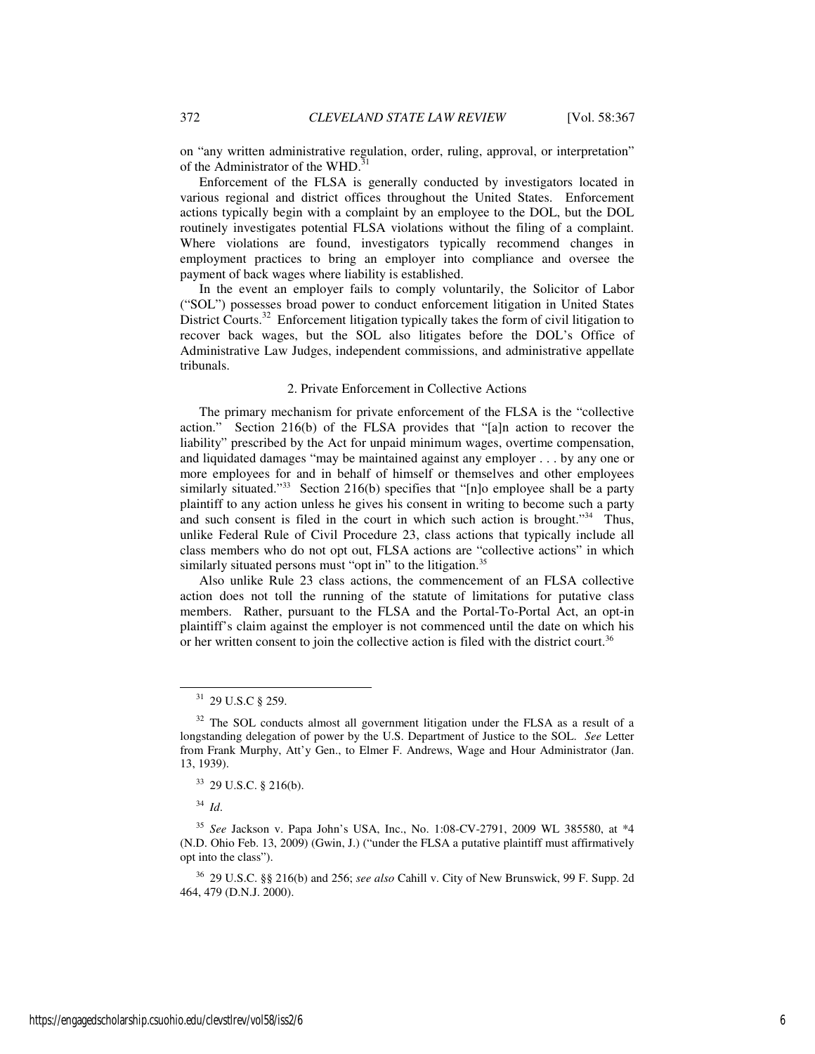on "any written administrative regulation, order, ruling, approval, or interpretation" of the Administrator of the WHD.[31]

Enforcement of the FLSA is generally conducted by investigators located in various regional and district offices throughout the United States. Enforcement actions typically begin with a complaint by an employee to the DOL, but the DOL routinely investigates potential FLSA violations without the filing of a complaint. Where violations are found, investigators typically recommend changes in employment practices to bring an employer into compliance and oversee the payment of back wages where liability is established.

In the event an employer fails to comply voluntarily, the Solicitor of Labor ("SOL") possesses broad power to conduct enforcement litigation in United States District Courts.[32] Enforcement litigation typically takes the form of civil litigation to recover back wages, but the SOL also litigates before the DOL's Office of Administrative Law Judges, independent commissions, and administrative appellate tribunals.

### 2. Private Enforcement in Collective Actions

The primary mechanism for private enforcement of the FLSA is the "collective action." Section 216(b) of the FLSA provides that "[a]n action to recover the liability" prescribed by the Act for unpaid minimum wages, overtime compensation, and liquidated damages "may be maintained against any employer . . . by any one or more employees for and in behalf of himself or themselves and other employees similarly situated."[33] Section 216(b) specifies that "[n]o employee shall be a party plaintiff to any action unless he gives his consent in writing to become such a party and such consent is filed in the court in which such action is brought."[34] Thus, unlike Federal Rule of Civil Procedure 23, class actions that typically include all class members who do not opt out, FLSA actions are "collective actions" in which similarly situated persons must "opt in" to the litigation.[35]

Also unlike Rule 23 class actions, the commencement of an FLSA collective action does not toll the running of the statute of limitations for putative class members. Rather, pursuant to the FLSA and the Portal-To-Portal Act, an opt-in plaintiff's claim against the employer is not commenced until the date on which his or her written consent to join the collective action is filed with the district court.[36]

---

[31] 29 U.S.C § 259.

[32] The SOL conducts almost all government litigation under the FLSA as a result of a longstanding delegation of power by the U.S. Department of Justice to the SOL. *See* Letter from Frank Murphy, Att'y Gen., to Elmer F. Andrews, Wage and Hour Administrator (Jan. 13, 1939).

[33] 29 U.S.C. § 216(b).

[34] *Id*.

[35] *See* Jackson v. Papa John's USA, Inc., No. 1:08-CV-2791, 2009 WL 385580, at *4 (N.D. Ohio Feb. 13, 2009) (Gwin, J.) ("under the FLSA a putative plaintiff must affirmatively opt into the class").

[36] 29 U.S.C. §§ 216(b) and 256; *see also* Cahill v. City of New Brunswick, 99 F. Supp. 2d 464, 479 (D.N.J. 2000).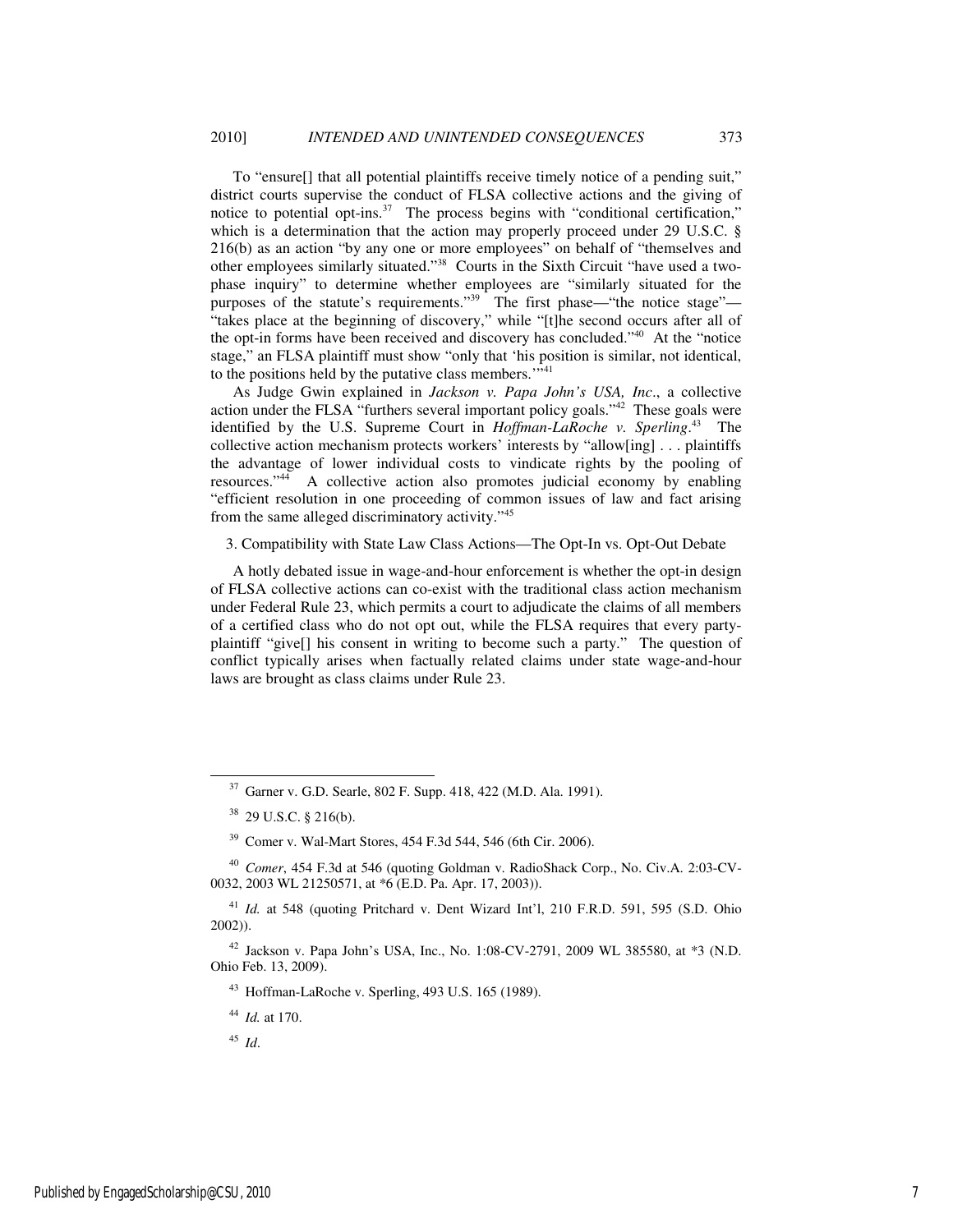To "ensure[] that all potential plaintiffs receive timely notice of a pending suit," district courts supervise the conduct of FLSA collective actions and the giving of notice to potential opt-ins.[37] The process begins with "conditional certification," which is a determination that the action may properly proceed under 29 U.S.C. § 216(b) as an action "by any one or more employees" on behalf of "themselves and other employees similarly situated."[38] Courts in the Sixth Circuit "have used a two-phase inquiry" to determine whether employees are "similarly situated for the purposes of the statute's requirements."[39] The first phase—"the notice stage"—"takes place at the beginning of discovery," while "[t]he second occurs after all of the opt-in forms have been received and discovery has concluded."[40] At the "notice stage," an FLSA plaintiff must show "only that 'his position is similar, not identical, to the positions held by the putative class members.'"[41]

As Judge Gwin explained in *Jackson v. Papa John's USA, Inc*., a collective action under the FLSA "furthers several important policy goals."[42] These goals were identified by the U.S. Supreme Court in *Hoffman-LaRoche v. Sperling*.[43] The collective action mechanism protects workers' interests by "allow[ing] . . . plaintiffs the advantage of lower individual costs to vindicate rights by the pooling of resources."[44] A collective action also promotes judicial economy by enabling "efficient resolution in one proceeding of common issues of law and fact arising from the same alleged discriminatory activity."[45]

3. Compatibility with State Law Class Actions—The Opt-In vs. Opt-Out Debate

A hotly debated issue in wage-and-hour enforcement is whether the opt-in design of FLSA collective actions can co-exist with the traditional class action mechanism under Federal Rule 23, which permits a court to adjudicate the claims of all members of a certified class who do not opt out, while the FLSA requires that every party-plaintiff "give[] his consent in writing to become such a party." The question of conflict typically arises when factually related claims under state wage-and-hour laws are brought as class claims under Rule 23.

---

[37] Garner v. G.D. Searle, 802 F. Supp. 418, 422 (M.D. Ala. 1991).

[38] 29 U.S.C. § 216(b).

[39] Comer v. Wal-Mart Stores, 454 F.3d 544, 546 (6th Cir. 2006).

[40] *Comer*, 454 F.3d at 546 (quoting Goldman v. RadioShack Corp., No. Civ.A. 2:03-CV-0032, 2003 WL 21250571, at *6 (E.D. Pa. Apr. 17, 2003)).

[41] *Id.* at 548 (quoting Pritchard v. Dent Wizard Int'l, 210 F.R.D. 591, 595 (S.D. Ohio 2002)).

[42] Jackson v. Papa John's USA, Inc., No. 1:08-CV-2791, 2009 WL 385580, at *3 (N.D. Ohio Feb. 13, 2009).

[43] Hoffman-LaRoche v. Sperling, 493 U.S. 165 (1989).

[44] *Id.* at 170.

[45] *Id*.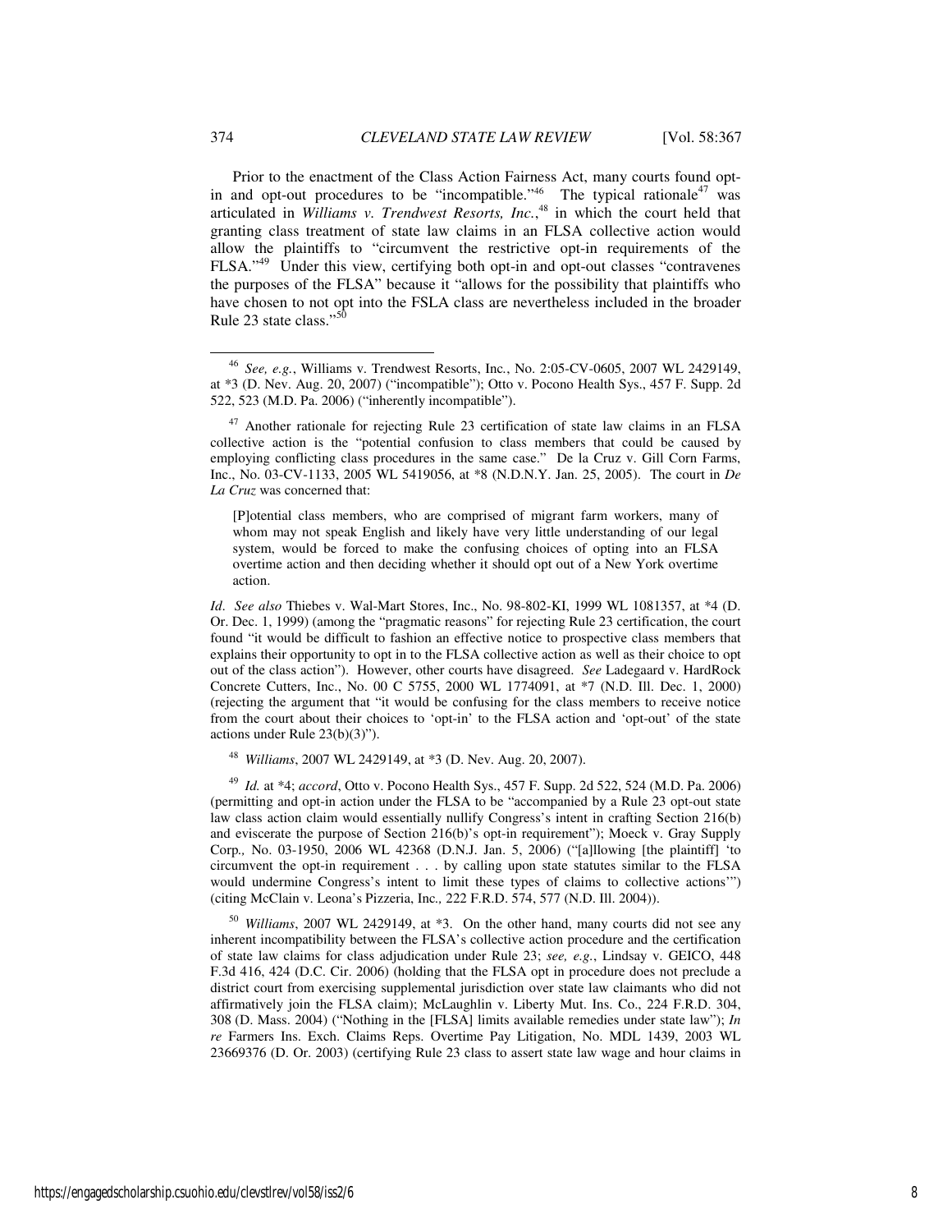Prior to the enactment of the Class Action Fairness Act, many courts found opt-in and opt-out procedures to be "incompatible."[46] The typical rationale[47] was articulated in *Williams v. Trendwest Resorts, Inc.*,[48] in which the court held that granting class treatment of state law claims in an FLSA collective action would allow the plaintiffs to "circumvent the restrictive opt-in requirements of the FLSA."[49] Under this view, certifying both opt-in and opt-out classes "contravenes the purposes of the FLSA" because it "allows for the possibility that plaintiffs who have chosen to not opt into the FSLA class are nevertheless included in the broader Rule 23 state class."[50]

---

[46] *See, e.g.*, Williams v. Trendwest Resorts, Inc., No. 2:05-CV-0605, 2007 WL 2429149, at *3 (D. Nev. Aug. 20, 2007) ("incompatible"); Otto v. Pocono Health Sys., 457 F. Supp. 2d 522, 523 (M.D. Pa. 2006) ("inherently incompatible").

[47] Another rationale for rejecting Rule 23 certification of state law claims in an FLSA collective action is the "potential confusion to class members that could be caused by employing conflicting class procedures in the same case." De la Cruz v. Gill Corn Farms, Inc., No. 03-CV-1133, 2005 WL 5419056, at *8 (N.D.N.Y. Jan. 25, 2005). The court in *De La Cruz* was concerned that:

> [P]otential class members, who are comprised of migrant farm workers, many of whom may not speak English and likely have very little understanding of our legal system, would be forced to make the confusing choices of opting into an FLSA overtime action and then deciding whether it should opt out of a New York overtime action.

*Id*. *See also* Thiebes v. Wal-Mart Stores, Inc., No. 98-802-KI, 1999 WL 1081357, at *4 (D. Or. Dec. 1, 1999) (among the "pragmatic reasons" for rejecting Rule 23 certification, the court found "it would be difficult to fashion an effective notice to prospective class members that explains their opportunity to opt in to the FLSA collective action as well as their choice to opt out of the class action"). However, other courts have disagreed. *See* Ladegaard v. HardRock Concrete Cutters, Inc., No. 00 C 5755, 2000 WL 1774091, at *7 (N.D. Ill. Dec. 1, 2000) (rejecting the argument that "it would be confusing for the class members to receive notice from the court about their choices to 'opt-in' to the FLSA action and 'opt-out' of the state actions under Rule 23(b)(3)").

[48] *Williams*, 2007 WL 2429149, at *3 (D. Nev. Aug. 20, 2007).

[49] *Id.* at *4; *accord*, Otto v. Pocono Health Sys., 457 F. Supp. 2d 522, 524 (M.D. Pa. 2006) (permitting and opt-in action under the FLSA to be "accompanied by a Rule 23 opt-out state law class action claim would essentially nullify Congress's intent in crafting Section 216(b) and eviscerate the purpose of Section 216(b)'s opt-in requirement"); Moeck v. Gray Supply Corp*.*, No. 03-1950, 2006 WL 42368 (D.N.J. Jan. 5, 2006) ("[a]llowing [the plaintiff] 'to circumvent the opt-in requirement . . . by calling upon state statutes similar to the FLSA would undermine Congress's intent to limit these types of claims to collective actions'") (citing McClain v. Leona's Pizzeria, Inc*.*, 222 F.R.D. 574, 577 (N.D. Ill. 2004)).

[50] *Williams*, 2007 WL 2429149, at *3. On the other hand, many courts did not see any inherent incompatibility between the FLSA's collective action procedure and the certification of state law claims for class adjudication under Rule 23; *see, e.g.*, Lindsay v. GEICO, 448 F.3d 416, 424 (D.C. Cir. 2006) (holding that the FLSA opt in procedure does not preclude a district court from exercising supplemental jurisdiction over state law claimants who did not affirmatively join the FLSA claim); McLaughlin v. Liberty Mut. Ins. Co., 224 F.R.D. 304, 308 (D. Mass. 2004) ("Nothing in the [FLSA] limits available remedies under state law"); *In re* Farmers Ins. Exch. Claims Reps. Overtime Pay Litigation, No. MDL 1439, 2003 WL 23669376 (D. Or. 2003) (certifying Rule 23 class to assert state law wage and hour claims in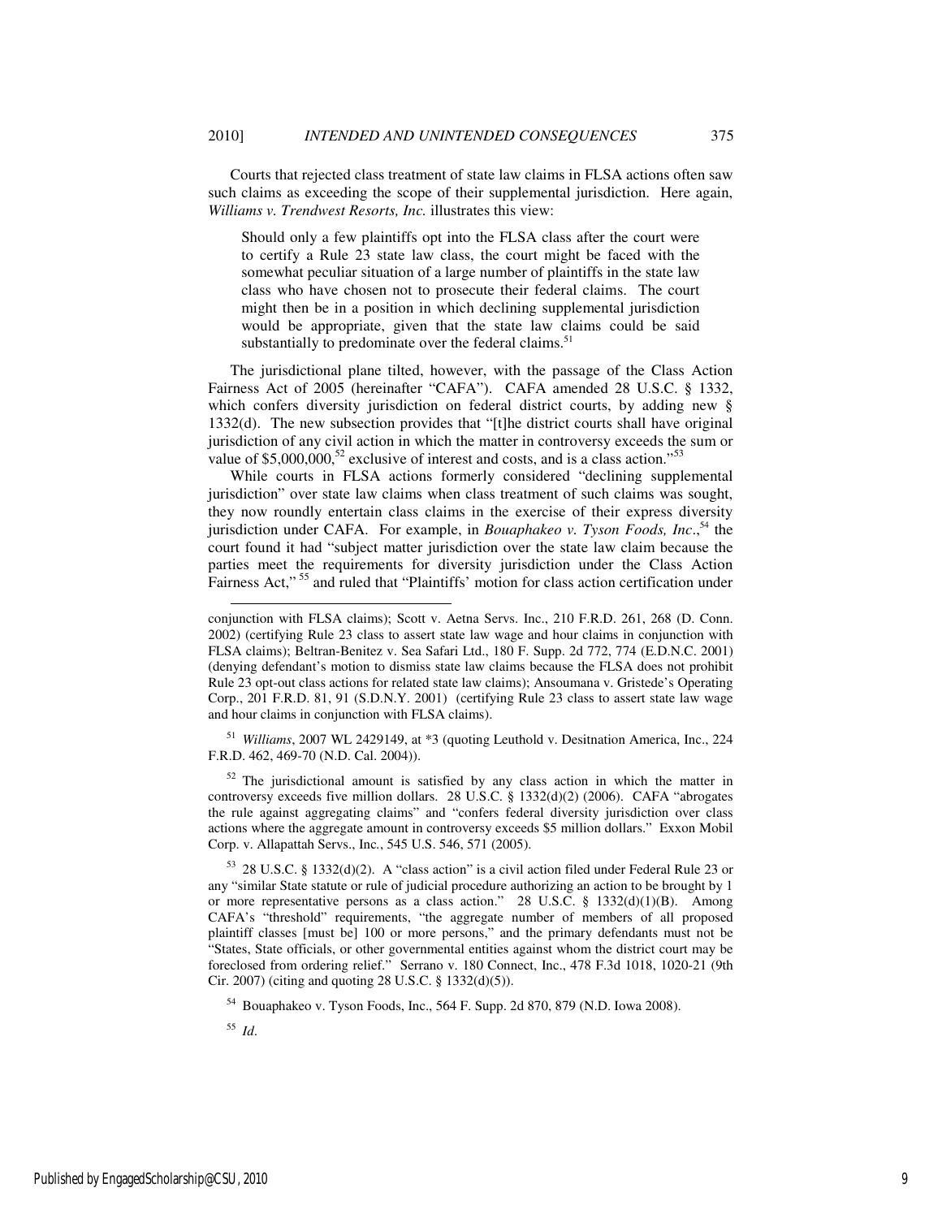Courts that rejected class treatment of state law claims in FLSA actions often saw such claims as exceeding the scope of their supplemental jurisdiction. Here again, *Williams v. Trendwest Resorts, Inc.* illustrates this view:

> Should only a few plaintiffs opt into the FLSA class after the court were to certify a Rule 23 state law class, the court might be faced with the somewhat peculiar situation of a large number of plaintiffs in the state law class who have chosen not to prosecute their federal claims. The court might then be in a position in which declining supplemental jurisdiction would be appropriate, given that the state law claims could be said substantially to predominate over the federal claims.[51]

The jurisdictional plane tilted, however, with the passage of the Class Action Fairness Act of 2005 (hereinafter "CAFA"). CAFA amended 28 U.S.C. § 1332, which confers diversity jurisdiction on federal district courts, by adding new § 1332(d). The new subsection provides that "[t]he district courts shall have original jurisdiction of any civil action in which the matter in controversy exceeds the sum or value of $5,000,000,[52] exclusive of interest and costs, and is a class action."[53]

While courts in FLSA actions formerly considered "declining supplemental jurisdiction" over state law claims when class treatment of such claims was sought, they now roundly entertain class claims in the exercise of their express diversity jurisdiction under CAFA. For example, in *Bouaphakeo v. Tyson Foods, Inc*.,[54] the court found it had "subject matter jurisdiction over the state law claim because the parties meet the requirements for diversity jurisdiction under the Class Action Fairness Act,"[55] and ruled that "Plaintiffs' motion for class action certification under

---

conjunction with FLSA claims); Scott v. Aetna Servs. Inc., 210 F.R.D. 261, 268 (D. Conn. 2002) (certifying Rule 23 class to assert state law wage and hour claims in conjunction with FLSA claims); Beltran-Benitez v. Sea Safari Ltd., 180 F. Supp. 2d 772, 774 (E.D.N.C. 2001) (denying defendant's motion to dismiss state law claims because the FLSA does not prohibit Rule 23 opt-out class actions for related state law claims); Ansoumana v. Gristede's Operating Corp., 201 F.R.D. 81, 91 (S.D.N.Y. 2001) (certifying Rule 23 class to assert state law wage and hour claims in conjunction with FLSA claims).

[51] *Williams*, 2007 WL 2429149, at *3 (quoting Leuthold v. Desitnation America, Inc., 224 F.R.D. 462, 469-70 (N.D. Cal. 2004)).

[52] The jurisdictional amount is satisfied by any class action in which the matter in controversy exceeds five million dollars. 28 U.S.C. § 1332(d)(2) (2006). CAFA "abrogates the rule against aggregating claims" and "confers federal diversity jurisdiction over class actions where the aggregate amount in controversy exceeds $5 million dollars." Exxon Mobil Corp. v. Allapattah Servs., Inc., 545 U.S. 546, 571 (2005).

[53] 28 U.S.C. § 1332(d)(2). A "class action" is a civil action filed under Federal Rule 23 or any "similar State statute or rule of judicial procedure authorizing an action to be brought by 1 or more representative persons as a class action." 28 U.S.C. § 1332(d)(1)(B). Among CAFA's "threshold" requirements, "the aggregate number of members of all proposed plaintiff classes [must be] 100 or more persons," and the primary defendants must not be "States, State officials, or other governmental entities against whom the district court may be foreclosed from ordering relief." Serrano v. 180 Connect, Inc., 478 F.3d 1018, 1020-21 (9th Cir. 2007) (citing and quoting 28 U.S.C. § 1332(d)(5)).

[54] Bouaphakeo v. Tyson Foods, Inc., 564 F. Supp. 2d 870, 879 (N.D. Iowa 2008).

[55] *Id*.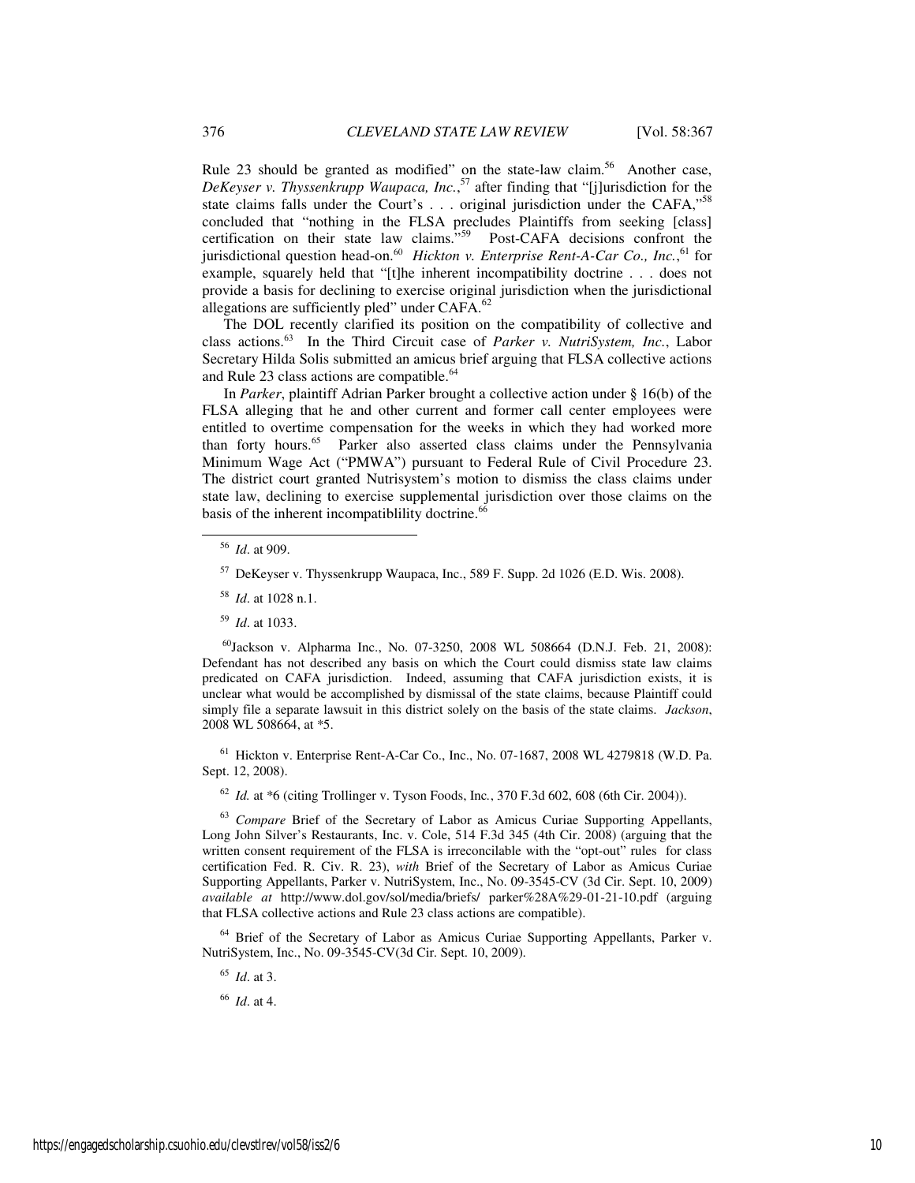Rule 23 should be granted as modified" on the state-law claim.[56] Another case, *DeKeyser v. Thyssenkrupp Waupaca, Inc.*,[57] after finding that "[j]urisdiction for the state claims falls under the Court's . . . original jurisdiction under the CAFA,"[58] concluded that "nothing in the FLSA precludes Plaintiffs from seeking [class] certification on their state law claims."[59] Post-CAFA decisions confront the jurisdictional question head-on.[60] *Hickton v. Enterprise Rent-A-Car Co., Inc.*,[61] for example, squarely held that "[t]he inherent incompatibility doctrine . . . does not provide a basis for declining to exercise original jurisdiction when the jurisdictional allegations are sufficiently pled" under CAFA.[62]

The DOL recently clarified its position on the compatibility of collective and class actions.[63] In the Third Circuit case of *Parker v. NutriSystem, Inc.*, Labor Secretary Hilda Solis submitted an amicus brief arguing that FLSA collective actions and Rule 23 class actions are compatible.[64]

In *Parker*, plaintiff Adrian Parker brought a collective action under § 16(b) of the FLSA alleging that he and other current and former call center employees were entitled to overtime compensation for the weeks in which they had worked more than forty hours.[65] Parker also asserted class claims under the Pennsylvania Minimum Wage Act ("PMWA") pursuant to Federal Rule of Civil Procedure 23. The district court granted Nutrisystem's motion to dismiss the class claims under state law, declining to exercise supplemental jurisdiction over those claims on the basis of the inherent incompatiblility doctrine.[66]

---

[56] *Id*. at 909.

[57] DeKeyser v. Thyssenkrupp Waupaca, Inc., 589 F. Supp. 2d 1026 (E.D. Wis. 2008).

[58] *Id*. at 1028 n.1.

[59] *Id*. at 1033.

[60] Jackson v. Alpharma Inc., No. 07-3250, 2008 WL 508664 (D.N.J. Feb. 21, 2008): Defendant has not described any basis on which the Court could dismiss state law claims predicated on CAFA jurisdiction. Indeed, assuming that CAFA jurisdiction exists, it is unclear what would be accomplished by dismissal of the state claims, because Plaintiff could simply file a separate lawsuit in this district solely on the basis of the state claims. *Jackson*, 2008 WL 508664, at *5.

[61] Hickton v. Enterprise Rent-A-Car Co., Inc., No. 07-1687, 2008 WL 4279818 (W.D. Pa. Sept. 12, 2008).

[62] *Id.* at *6 (citing Trollinger v. Tyson Foods, Inc., 370 F.3d 602, 608 (6th Cir. 2004)).

[63] *Compare* Brief of the Secretary of Labor as Amicus Curiae Supporting Appellants, Long John Silver's Restaurants, Inc. v. Cole, 514 F.3d 345 (4th Cir. 2008) (arguing that the written consent requirement of the FLSA is irreconcilable with the "opt-out" rules for class certification Fed. R. Civ. R. 23), *with* Brief of the Secretary of Labor as Amicus Curiae Supporting Appellants, Parker v. NutriSystem, Inc., No. 09-3545-CV (3d Cir. Sept. 10, 2009) *available at* http://www.dol.gov/sol/media/briefs/ parker%28A%29-01-21-10.pdf (arguing that FLSA collective actions and Rule 23 class actions are compatible).

[64] Brief of the Secretary of Labor as Amicus Curiae Supporting Appellants, Parker v. NutriSystem, Inc., No. 09-3545-CV(3d Cir. Sept. 10, 2009).

[65] *Id*. at 3.

[66] *Id*. at 4.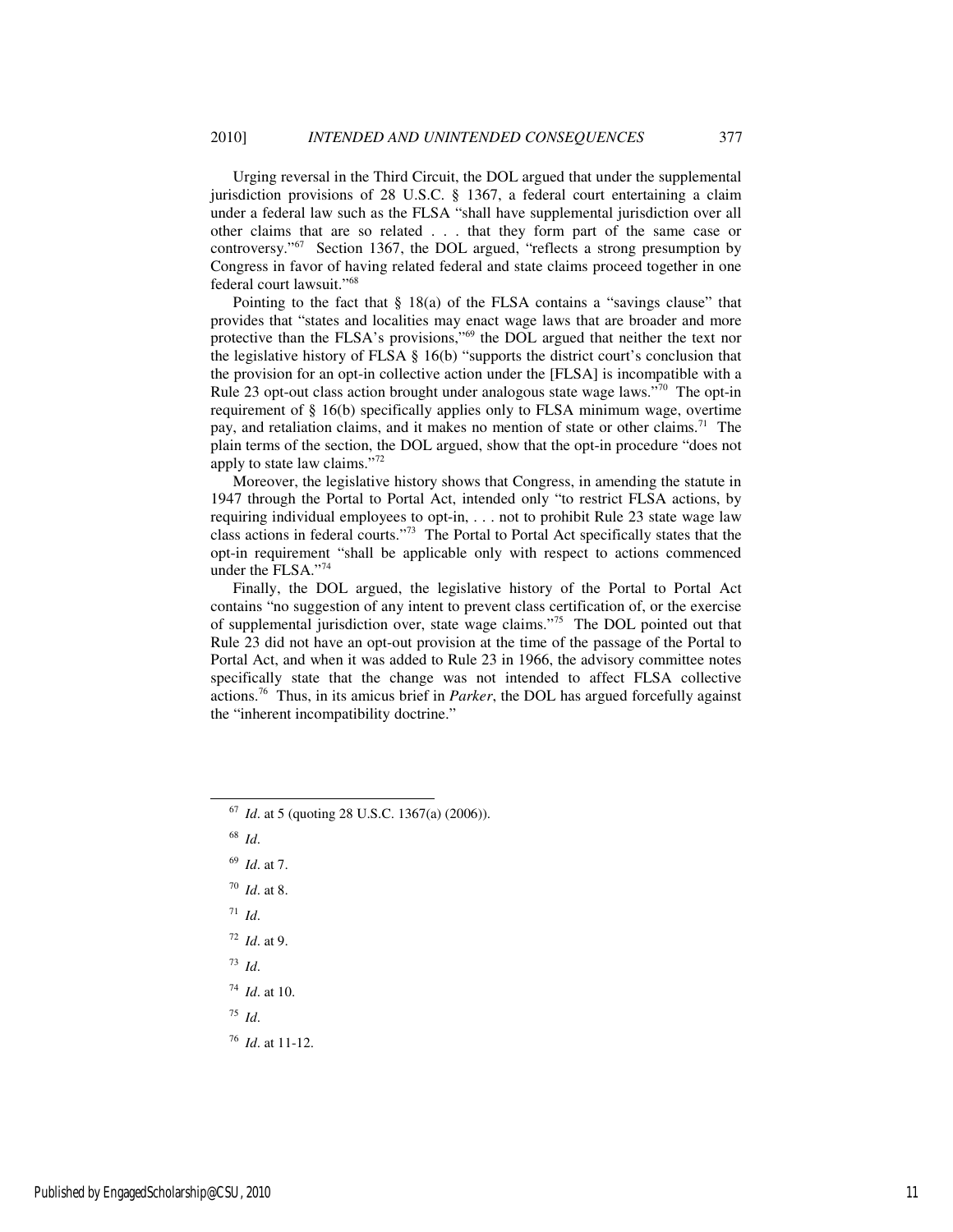Urging reversal in the Third Circuit, the DOL argued that under the supplemental jurisdiction provisions of 28 U.S.C. § 1367, a federal court entertaining a claim under a federal law such as the FLSA "shall have supplemental jurisdiction over all other claims that are so related . . . that they form part of the same case or controversy."[67] Section 1367, the DOL argued, "reflects a strong presumption by Congress in favor of having related federal and state claims proceed together in one federal court lawsuit."[68]

Pointing to the fact that § 18(a) of the FLSA contains a "savings clause" that provides that "states and localities may enact wage laws that are broader and more protective than the FLSA's provisions,"[69] the DOL argued that neither the text nor the legislative history of FLSA § 16(b) "supports the district court's conclusion that the provision for an opt-in collective action under the [FLSA] is incompatible with a Rule 23 opt-out class action brought under analogous state wage laws."[70] The opt-in requirement of § 16(b) specifically applies only to FLSA minimum wage, overtime pay, and retaliation claims, and it makes no mention of state or other claims.[71] The plain terms of the section, the DOL argued, show that the opt-in procedure "does not apply to state law claims."[72]

Moreover, the legislative history shows that Congress, in amending the statute in 1947 through the Portal to Portal Act, intended only "to restrict FLSA actions, by requiring individual employees to opt-in, . . . not to prohibit Rule 23 state wage law class actions in federal courts."[73] The Portal to Portal Act specifically states that the opt-in requirement "shall be applicable only with respect to actions commenced under the FLSA."[74]

Finally, the DOL argued, the legislative history of the Portal to Portal Act contains "no suggestion of any intent to prevent class certification of, or the exercise of supplemental jurisdiction over, state wage claims."[75] The DOL pointed out that Rule 23 did not have an opt-out provision at the time of the passage of the Portal to Portal Act, and when it was added to Rule 23 in 1966, the advisory committee notes specifically state that the change was not intended to affect FLSA collective actions.[76] Thus, in its amicus brief in *Parker*, the DOL has argued forcefully against the "inherent incompatibility doctrine."

---

[67] *Id*. at 5 (quoting 28 U.S.C. 1367(a) (2006)).

[68] *Id*.

[69] *Id*. at 7.

[70] *Id*. at 8.

[71] *Id*.

[72] *Id*. at 9.

[73] *Id*.

[74] *Id*. at 10.

[75] *Id*.

[76] *Id*. at 11-12.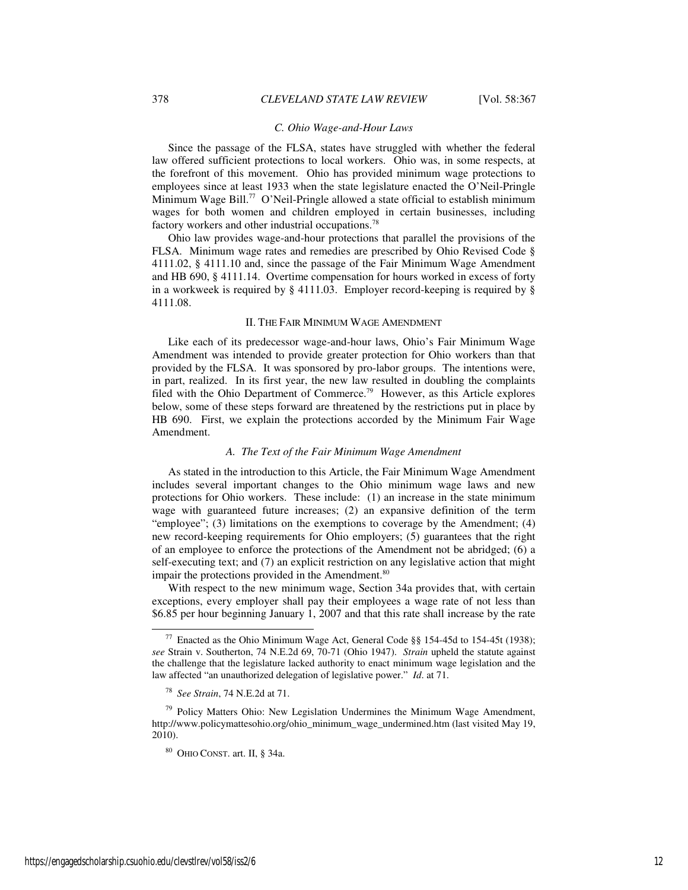### *C. Ohio Wage-and-Hour Laws*

Since the passage of the FLSA, states have struggled with whether the federal law offered sufficient protections to local workers. Ohio was, in some respects, at the forefront of this movement. Ohio has provided minimum wage protections to employees since at least 1933 when the state legislature enacted the O'Neil-Pringle Minimum Wage Bill.[77] O'Neil-Pringle allowed a state official to establish minimum wages for both women and children employed in certain businesses, including factory workers and other industrial occupations.[78]

Ohio law provides wage-and-hour protections that parallel the provisions of the FLSA. Minimum wage rates and remedies are prescribed by Ohio Revised Code § 4111.02, § 4111.10 and, since the passage of the Fair Minimum Wage Amendment and HB 690, § 4111.14. Overtime compensation for hours worked in excess of forty in a workweek is required by § 4111.03. Employer record-keeping is required by § 4111.08.

## II. The Fair Minimum Wage Amendment

Like each of its predecessor wage-and-hour laws, Ohio's Fair Minimum Wage Amendment was intended to provide greater protection for Ohio workers than that provided by the FLSA. It was sponsored by pro-labor groups. The intentions were, in part, realized. In its first year, the new law resulted in doubling the complaints filed with the Ohio Department of Commerce.[79] However, as this Article explores below, some of these steps forward are threatened by the restrictions put in place by HB 690. First, we explain the protections accorded by the Minimum Fair Wage Amendment.

### *A. The Text of the Fair Minimum Wage Amendment*

As stated in the introduction to this Article, the Fair Minimum Wage Amendment includes several important changes to the Ohio minimum wage laws and new protections for Ohio workers. These include: (1) an increase in the state minimum wage with guaranteed future increases; (2) an expansive definition of the term "employee"; (3) limitations on the exemptions to coverage by the Amendment; (4) new record-keeping requirements for Ohio employers; (5) guarantees that the right of an employee to enforce the protections of the Amendment not be abridged; (6) a self-executing text; and (7) an explicit restriction on any legislative action that might impair the protections provided in the Amendment.[80]

With respect to the new minimum wage, Section 34a provides that, with certain exceptions, every employer shall pay their employees a wage rate of not less than $6.85 per hour beginning January 1, 2007 and that this rate shall increase by the rate

---

[77] Enacted as the Ohio Minimum Wage Act, General Code §§ 154-45d to 154-45t (1938); *see* Strain v. Southerton, 74 N.E.2d 69, 70-71 (Ohio 1947). *Strain* upheld the statute against the challenge that the legislature lacked authority to enact minimum wage legislation and the law affected "an unauthorized delegation of legislative power." *Id*. at 71.

[78] *See Strain*, 74 N.E.2d at 71.

[79] Policy Matters Ohio: New Legislation Undermines the Minimum Wage Amendment, http://www.policymattesohio.org/ohio_minimum_wage_undermined.htm (last visited May 19, 2010).

[80] Ohio Const. art. II, § 34a.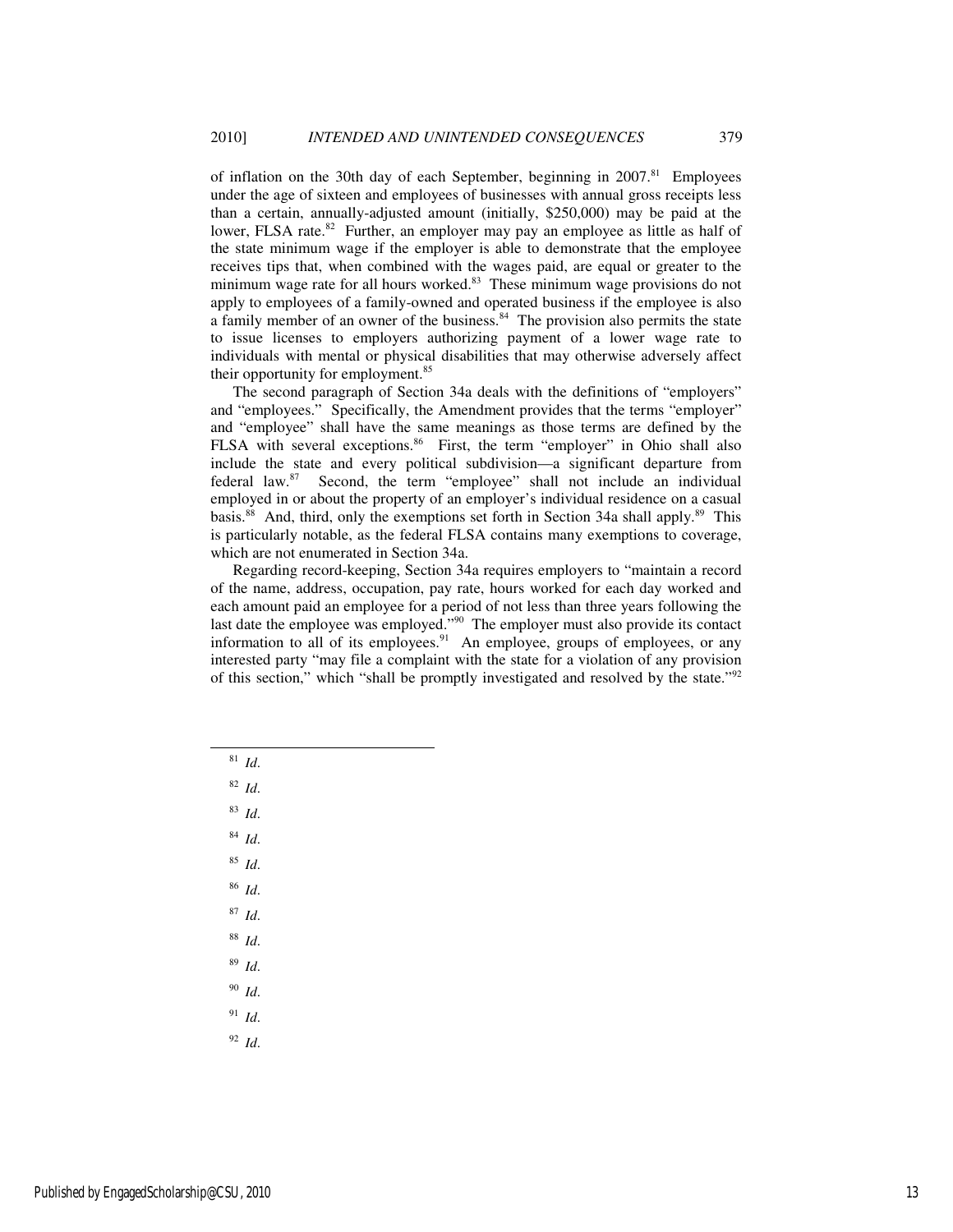of inflation on the 30th day of each September, beginning in 2007.[81] Employees under the age of sixteen and employees of businesses with annual gross receipts less than a certain, annually-adjusted amount (initially, $250,000) may be paid at the lower, FLSA rate.[82] Further, an employer may pay an employee as little as half of the state minimum wage if the employer is able to demonstrate that the employee receives tips that, when combined with the wages paid, are equal or greater to the minimum wage rate for all hours worked.[83] These minimum wage provisions do not apply to employees of a family-owned and operated business if the employee is also a family member of an owner of the business.[84] The provision also permits the state to issue licenses to employers authorizing payment of a lower wage rate to individuals with mental or physical disabilities that may otherwise adversely affect their opportunity for employment.[85]

The second paragraph of Section 34a deals with the definitions of "employers" and "employees." Specifically, the Amendment provides that the terms "employer" and "employee" shall have the same meanings as those terms are defined by the FLSA with several exceptions.[86] First, the term "employer" in Ohio shall also include the state and every political subdivision—a significant departure from federal law.[87] Second, the term "employee" shall not include an individual employed in or about the property of an employer's individual residence on a casual basis.[88] And, third, only the exemptions set forth in Section 34a shall apply.[89] This is particularly notable, as the federal FLSA contains many exemptions to coverage, which are not enumerated in Section 34a.

Regarding record-keeping, Section 34a requires employers to "maintain a record of the name, address, occupation, pay rate, hours worked for each day worked and each amount paid an employee for a period of not less than three years following the last date the employee was employed."[90] The employer must also provide its contact information to all of its employees.[91] An employee, groups of employees, or any interested party "may file a complaint with the state for a violation of any provision of this section," which "shall be promptly investigated and resolved by the state."[92]

---

[81] *Id.*

[82] *Id.*

[83] *Id.*

[84] *Id.*

[85] *Id.*

[86] *Id.*

[87] *Id.*

[88] *Id.*

[89] *Id.*

[90] *Id.*

[91] *Id.*

[92] *Id.*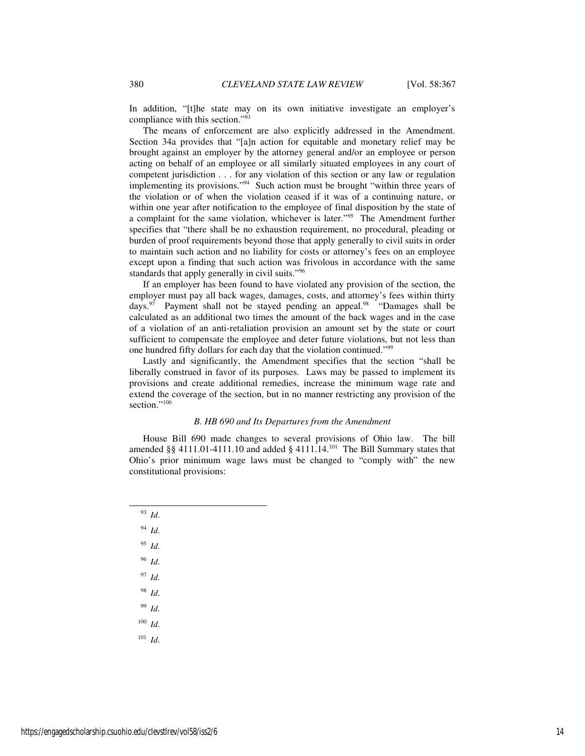In addition, "[t]he state may on its own initiative investigate an employer's compliance with this section."[93]

The means of enforcement are also explicitly addressed in the Amendment. Section 34a provides that "[a]n action for equitable and monetary relief may be brought against an employer by the attorney general and/or an employee or person acting on behalf of an employee or all similarly situated employees in any court of competent jurisdiction . . . for any violation of this section or any law or regulation implementing its provisions."[94] Such action must be brought "within three years of the violation or of when the violation ceased if it was of a continuing nature, or within one year after notification to the employee of final disposition by the state of a complaint for the same violation, whichever is later."[95] The Amendment further specifies that "there shall be no exhaustion requirement, no procedural, pleading or burden of proof requirements beyond those that apply generally to civil suits in order to maintain such action and no liability for costs or attorney's fees on an employee except upon a finding that such action was frivolous in accordance with the same standards that apply generally in civil suits."[96]

If an employer has been found to have violated any provision of the section, the employer must pay all back wages, damages, costs, and attorney's fees within thirty days.[97] Payment shall not be stayed pending an appeal.[98] "Damages shall be calculated as an additional two times the amount of the back wages and in the case of a violation of an anti-retaliation provision an amount set by the state or court sufficient to compensate the employee and deter future violations, but not less than one hundred fifty dollars for each day that the violation continued."[99]

Lastly and significantly, the Amendment specifies that the section "shall be liberally construed in favor of its purposes. Laws may be passed to implement its provisions and create additional remedies, increase the minimum wage rate and extend the coverage of the section, but in no manner restricting any provision of the section."[100]

### *B. HB 690 and Its Departures from the Amendment*

House Bill 690 made changes to several provisions of Ohio law. The bill amended §§ 4111.01-4111.10 and added § 4111.14.[101] The Bill Summary states that Ohio's prior minimum wage laws must be changed to "comply with" the new constitutional provisions:

---

[93] *Id.*

[94] *Id.*

[95] *Id.*

[96] *Id.*

[97] *Id.*

[98] *Id.*

[99] *Id.*

[100] *Id.*

[101] *Id.*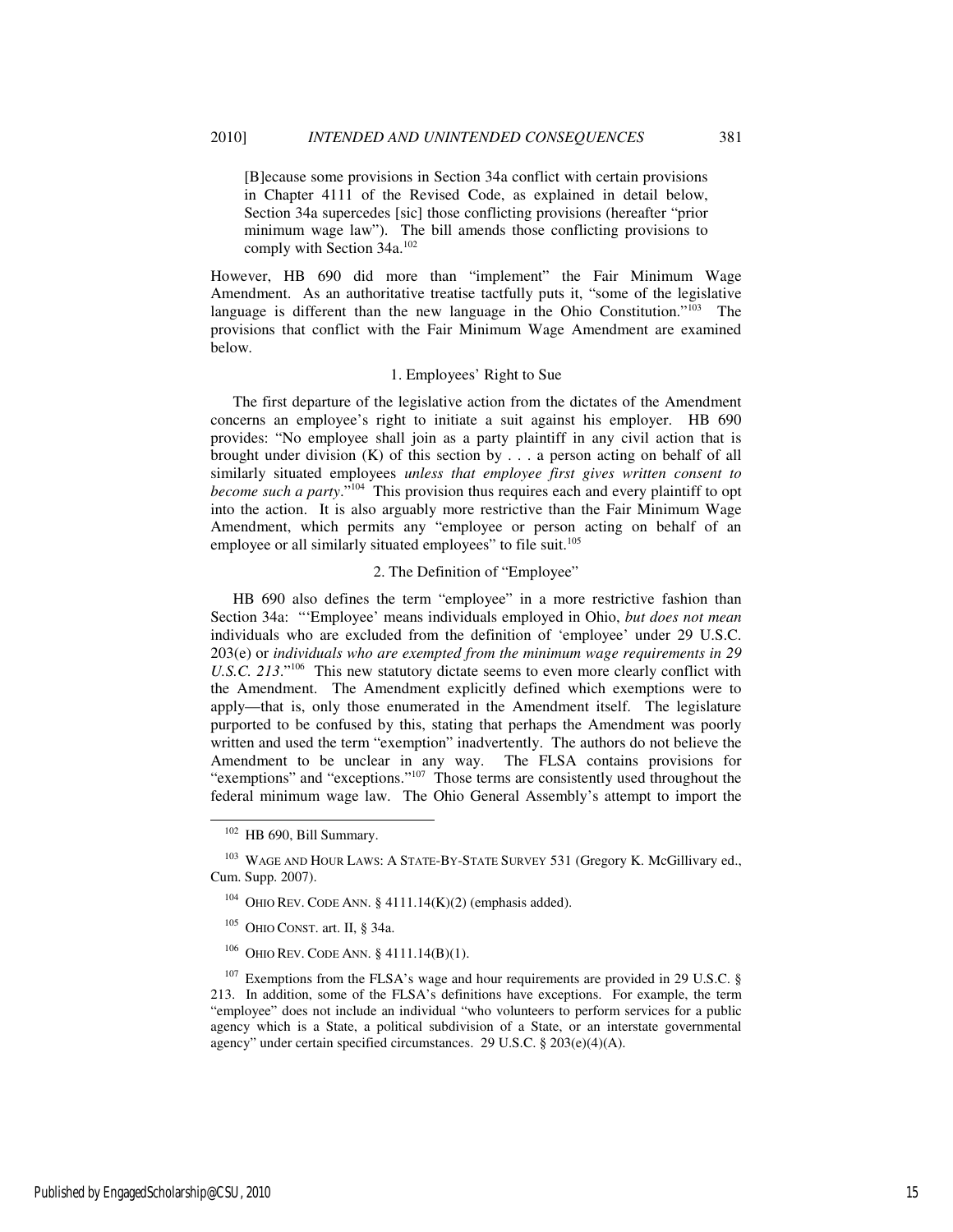> [B]ecause some provisions in Section 34a conflict with certain provisions in Chapter 4111 of the Revised Code, as explained in detail below, Section 34a supercedes [sic] those conflicting provisions (hereafter "prior minimum wage law"). The bill amends those conflicting provisions to comply with Section 34a.[102]

However, HB 690 did more than "implement" the Fair Minimum Wage Amendment. As an authoritative treatise tactfully puts it, "some of the legislative language is different than the new language in the Ohio Constitution."[103] The provisions that conflict with the Fair Minimum Wage Amendment are examined below.

### 1. Employees' Right to Sue

The first departure of the legislative action from the dictates of the Amendment concerns an employee's right to initiate a suit against his employer. HB 690 provides: "No employee shall join as a party plaintiff in any civil action that is brought under division (K) of this section by . . . a person acting on behalf of all similarly situated employees *unless that employee first gives written consent to become such a party*."[104] This provision thus requires each and every plaintiff to opt into the action. It is also arguably more restrictive than the Fair Minimum Wage Amendment, which permits any "employee or person acting on behalf of an employee or all similarly situated employees" to file suit.[105]

### 2. The Definition of "Employee"

HB 690 also defines the term "employee" in a more restrictive fashion than Section 34a: "'Employee' means individuals employed in Ohio, *but does not mean* individuals who are excluded from the definition of 'employee' under 29 U.S.C. 203(e) or *individuals who are exempted from the minimum wage requirements in 29 U.S.C. 213*."[106] This new statutory dictate seems to even more clearly conflict with the Amendment. The Amendment explicitly defined which exemptions were to apply—that is, only those enumerated in the Amendment itself. The legislature purported to be confused by this, stating that perhaps the Amendment was poorly written and used the term "exemption" inadvertently. The authors do not believe the Amendment to be unclear in any way. The FLSA contains provisions for "exemptions" and "exceptions."[107] Those terms are consistently used throughout the federal minimum wage law. The Ohio General Assembly's attempt to import the

---

[102] HB 690, Bill Summary.

[103] WAGE AND HOUR LAWS: A STATE-BY-STATE SURVEY 531 (Gregory K. McGillivary ed., Cum. Supp. 2007).

[104] OHIO REV. CODE ANN. § 4111.14(K)(2) (emphasis added).

[105] OHIO CONST. art. II, § 34a.

[106] OHIO REV. CODE ANN. § 4111.14(B)(1).

[107] Exemptions from the FLSA's wage and hour requirements are provided in 29 U.S.C. § 213. In addition, some of the FLSA's definitions have exceptions. For example, the term "employee" does not include an individual "who volunteers to perform services for a public agency which is a State, a political subdivision of a State, or an interstate governmental agency" under certain specified circumstances. 29 U.S.C. § 203(e)(4)(A).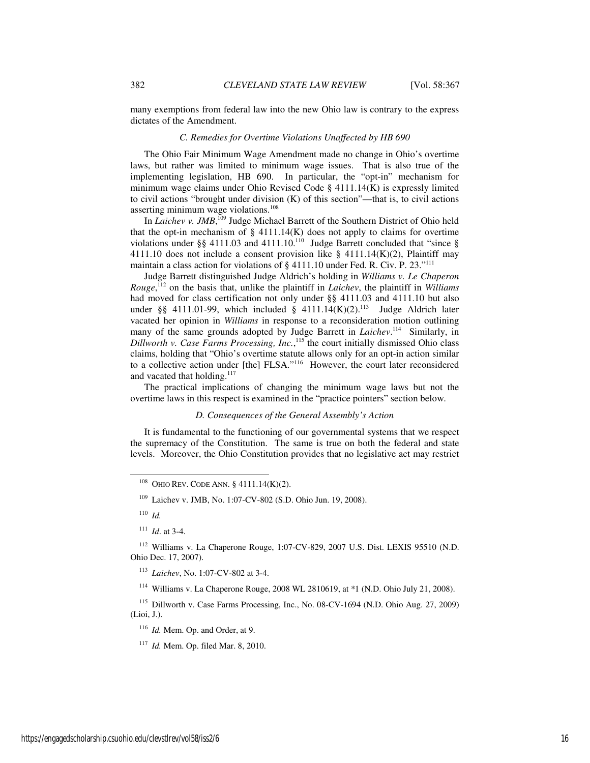many exemptions from federal law into the new Ohio law is contrary to the express dictates of the Amendment.

### *C. Remedies for Overtime Violations Unaffected by HB 690*

The Ohio Fair Minimum Wage Amendment made no change in Ohio's overtime laws, but rather was limited to minimum wage issues. That is also true of the implementing legislation, HB 690. In particular, the "opt-in" mechanism for minimum wage claims under Ohio Revised Code § 4111.14(K) is expressly limited to civil actions "brought under division (K) of this section"—that is, to civil actions asserting minimum wage violations.[108]

In *Laichev v. JMB*,[109] Judge Michael Barrett of the Southern District of Ohio held that the opt-in mechanism of § 4111.14(K) does not apply to claims for overtime violations under §§ 4111.03 and 4111.10.[110] Judge Barrett concluded that "since § 4111.10 does not include a consent provision like § 4111.14(K)(2), Plaintiff may maintain a class action for violations of § 4111.10 under Fed. R. Civ. P. 23."[111]

Judge Barrett distinguished Judge Aldrich's holding in *Williams v. Le Chaperon Rouge*,[112] on the basis that, unlike the plaintiff in *Laichev*, the plaintiff in *Williams* had moved for class certification not only under §§ 4111.03 and 4111.10 but also under §§ 4111.01-99, which included § 4111.14(K)(2).[113] Judge Aldrich later vacated her opinion in *Williams* in response to a reconsideration motion outlining many of the same grounds adopted by Judge Barrett in *Laichev*.[114] Similarly, in *Dillworth v. Case Farms Processing, Inc.*,[115] the court initially dismissed Ohio class claims, holding that "Ohio's overtime statute allows only for an opt-in action similar to a collective action under [the] FLSA."[116] However, the court later reconsidered and vacated that holding.[117]

The practical implications of changing the minimum wage laws but not the overtime laws in this respect is examined in the "practice pointers" section below.

### *D. Consequences of the General Assembly's Action*

It is fundamental to the functioning of our governmental systems that we respect the supremacy of the Constitution. The same is true on both the federal and state levels. Moreover, the Ohio Constitution provides that no legislative act may restrict

---

[108] OHIO REV. CODE ANN. § 4111.14(K)(2).

[109] Laichev v. JMB, No. 1:07-CV-802 (S.D. Ohio Jun. 19, 2008).

[110] *Id.*

[111] *Id*. at 3-4.

[112] Williams v. La Chaperone Rouge, 1:07-CV-829, 2007 U.S. Dist. LEXIS 95510 (N.D. Ohio Dec. 17, 2007).

[113] *Laichev*, No. 1:07-CV-802 at 3-4.

[114] Williams v. La Chaperone Rouge, 2008 WL 2810619, at *1 (N.D. Ohio July 21, 2008).

[115] Dillworth v. Case Farms Processing, Inc., No. 08-CV-1694 (N.D. Ohio Aug. 27, 2009) (Lioi, J.).

[116] *Id.* Mem. Op. and Order, at 9.

[117] *Id.* Mem. Op. filed Mar. 8, 2010.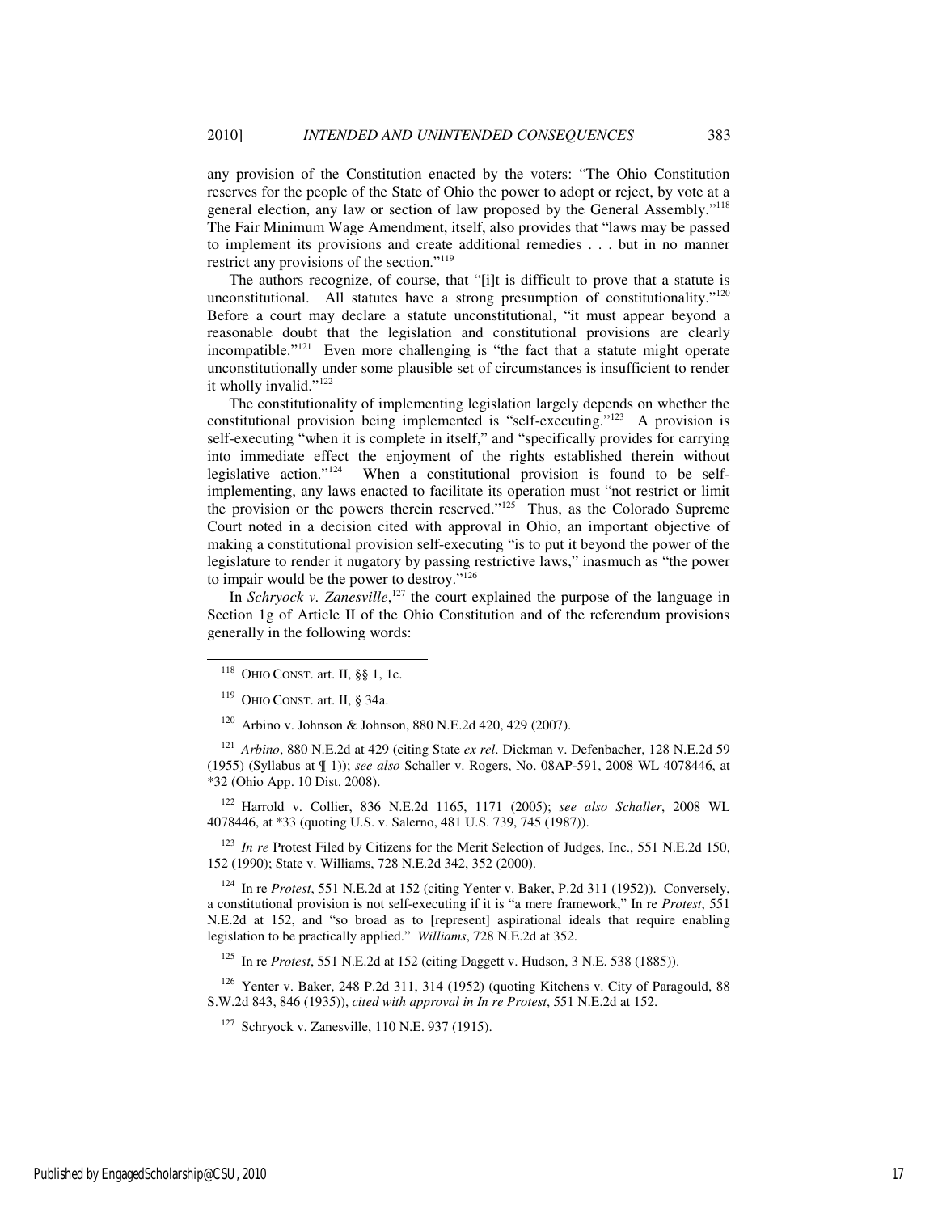any provision of the Constitution enacted by the voters: "The Ohio Constitution reserves for the people of the State of Ohio the power to adopt or reject, by vote at a general election, any law or section of law proposed by the General Assembly."[118] The Fair Minimum Wage Amendment, itself, also provides that "laws may be passed to implement its provisions and create additional remedies . . . but in no manner restrict any provisions of the section."[119]

The authors recognize, of course, that "[i]t is difficult to prove that a statute is unconstitutional. All statutes have a strong presumption of constitutionality."[120] Before a court may declare a statute unconstitutional, "it must appear beyond a reasonable doubt that the legislation and constitutional provisions are clearly incompatible."[121] Even more challenging is "the fact that a statute might operate unconstitutionally under some plausible set of circumstances is insufficient to render it wholly invalid."[122]

The constitutionality of implementing legislation largely depends on whether the constitutional provision being implemented is "self-executing."[123] A provision is self-executing "when it is complete in itself," and "specifically provides for carrying into immediate effect the enjoyment of the rights established therein without legislative action."[124] When a constitutional provision is found to be self-implementing, any laws enacted to facilitate its operation must "not restrict or limit the provision or the powers therein reserved."[125] Thus, as the Colorado Supreme Court noted in a decision cited with approval in Ohio, an important objective of making a constitutional provision self-executing "is to put it beyond the power of the legislature to render it nugatory by passing restrictive laws," inasmuch as "the power to impair would be the power to destroy."[126]

In *Schryock v. Zanesville*,[127] the court explained the purpose of the language in Section 1g of Article II of the Ohio Constitution and of the referendum provisions generally in the following words:

---

[118] OHIO CONST. art. II, §§ 1, 1c.

[119] OHIO CONST. art. II, § 34a.

[120] Arbino v. Johnson & Johnson, 880 N.E.2d 420, 429 (2007).

[121] *Arbino*, 880 N.E.2d at 429 (citing State *ex rel*. Dickman v. Defenbacher, 128 N.E.2d 59 (1955) (Syllabus at ¶ 1)); *see also* Schaller v. Rogers, No. 08AP-591, 2008 WL 4078446, at *32 (Ohio App. 10 Dist. 2008).

[122] Harrold v. Collier, 836 N.E.2d 1165, 1171 (2005); *see also Schaller*, 2008 WL 4078446, at *33 (quoting U.S. v. Salerno, 481 U.S. 739, 745 (1987)).

[123] *In re* Protest Filed by Citizens for the Merit Selection of Judges, Inc., 551 N.E.2d 150, 152 (1990); State v. Williams, 728 N.E.2d 342, 352 (2000).

[124] In re *Protest*, 551 N.E.2d at 152 (citing Yenter v. Baker, P.2d 311 (1952)). Conversely, a constitutional provision is not self-executing if it is "a mere framework," In re *Protest*, 551 N.E.2d at 152, and "so broad as to [represent] aspirational ideals that require enabling legislation to be practically applied." *Williams*, 728 N.E.2d at 352.

[125] In re *Protest*, 551 N.E.2d at 152 (citing Daggett v. Hudson, 3 N.E. 538 (1885)).

[126] Yenter v. Baker, 248 P.2d 311, 314 (1952) (quoting Kitchens v. City of Paragould, 88 S.W.2d 843, 846 (1935)), *cited with approval in In re Protest*, 551 N.E.2d at 152.

[127] Schryock v. Zanesville, 110 N.E. 937 (1915).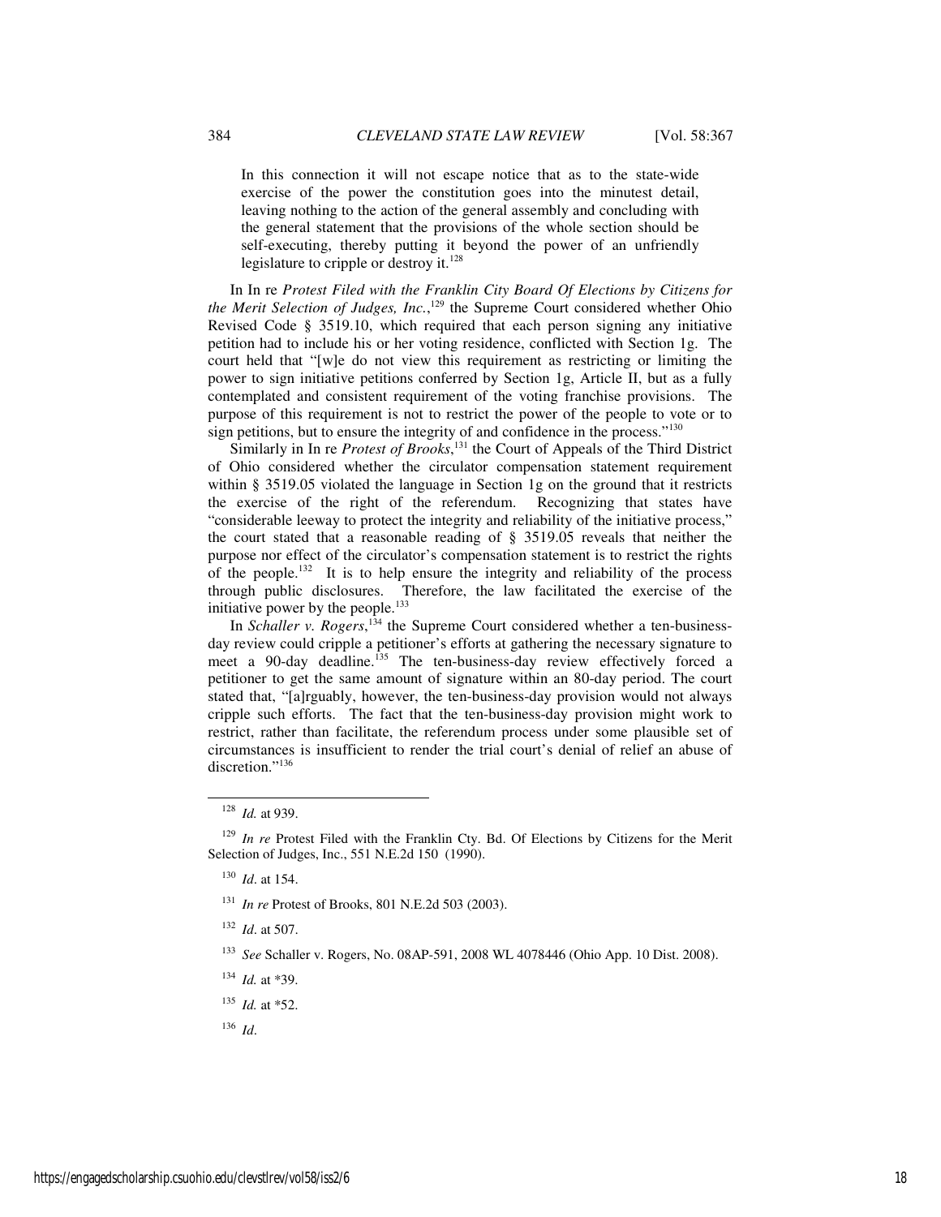> In this connection it will not escape notice that as to the state-wide exercise of the power the constitution goes into the minutest detail, leaving nothing to the action of the general assembly and concluding with the general statement that the provisions of the whole section should be self-executing, thereby putting it beyond the power of an unfriendly legislature to cripple or destroy it.[128]

In In re *Protest Filed with the Franklin City Board Of Elections by Citizens for the Merit Selection of Judges, Inc.*,[129] the Supreme Court considered whether Ohio Revised Code § 3519.10, which required that each person signing any initiative petition had to include his or her voting residence, conflicted with Section 1g. The court held that "[w]e do not view this requirement as restricting or limiting the power to sign initiative petitions conferred by Section 1g, Article II, but as a fully contemplated and consistent requirement of the voting franchise provisions. The purpose of this requirement is not to restrict the power of the people to vote or to sign petitions, but to ensure the integrity of and confidence in the process."[130]

Similarly in In re *Protest of Brooks*,[131] the Court of Appeals of the Third District of Ohio considered whether the circulator compensation statement requirement within § 3519.05 violated the language in Section 1g on the ground that it restricts the exercise of the right of the referendum. Recognizing that states have "considerable leeway to protect the integrity and reliability of the initiative process," the court stated that a reasonable reading of § 3519.05 reveals that neither the purpose nor effect of the circulator's compensation statement is to restrict the rights of the people.[132] It is to help ensure the integrity and reliability of the process through public disclosures. Therefore, the law facilitated the exercise of the initiative power by the people.[133]

In *Schaller v. Rogers*,[134] the Supreme Court considered whether a ten-business-day review could cripple a petitioner's efforts at gathering the necessary signature to meet a 90-day deadline.[135] The ten-business-day review effectively forced a petitioner to get the same amount of signature within an 80-day period. The court stated that, "[a]rguably, however, the ten-business-day provision would not always cripple such efforts. The fact that the ten-business-day provision might work to restrict, rather than facilitate, the referendum process under some plausible set of circumstances is insufficient to render the trial court's denial of relief an abuse of discretion."[136]

---

[128] *Id.* at 939.

[129] *In re* Protest Filed with the Franklin Cty. Bd. Of Elections by Citizens for the Merit Selection of Judges, Inc., 551 N.E.2d 150 (1990).

[130] *Id*. at 154.

[131] *In re* Protest of Brooks, 801 N.E.2d 503 (2003).

[132] *Id*. at 507.

[133] *See* Schaller v. Rogers, No. 08AP-591, 2008 WL 4078446 (Ohio App. 10 Dist. 2008).

[134] *Id.* at *39.

[135] *Id.* at *52.

[136] *Id*.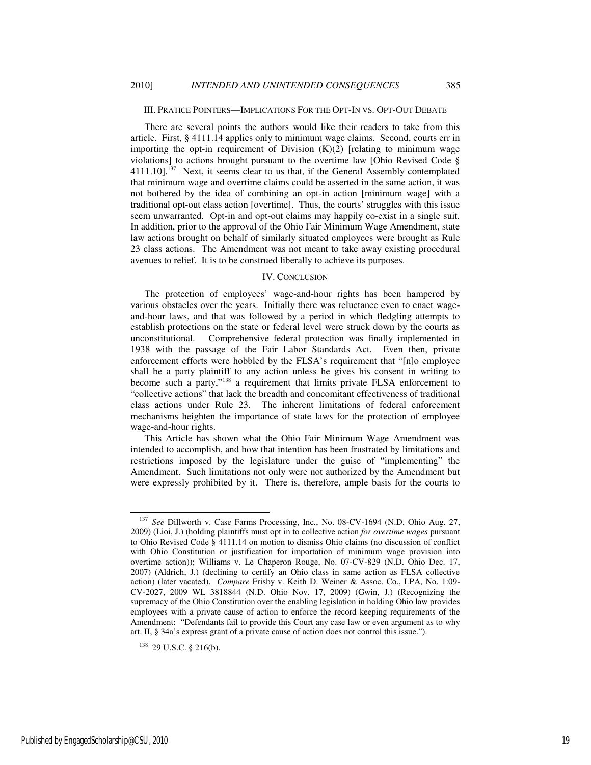### III. PRATICE POINTERS—IMPLICATIONS FOR THE OPT-IN VS. OPT-OUT DEBATE

There are several points the authors would like their readers to take from this article. First, § 4111.14 applies only to minimum wage claims. Second, courts err in importing the opt-in requirement of Division (K)(2) [relating to minimum wage violations] to actions brought pursuant to the overtime law [Ohio Revised Code § 4111.10].[137] Next, it seems clear to us that, if the General Assembly contemplated that minimum wage and overtime claims could be asserted in the same action, it was not bothered by the idea of combining an opt-in action [minimum wage] with a traditional opt-out class action [overtime]. Thus, the courts' struggles with this issue seem unwarranted. Opt-in and opt-out claims may happily co-exist in a single suit. In addition, prior to the approval of the Ohio Fair Minimum Wage Amendment, state law actions brought on behalf of similarly situated employees were brought as Rule 23 class actions. The Amendment was not meant to take away existing procedural avenues to relief. It is to be construed liberally to achieve its purposes.

### IV. CONCLUSION

The protection of employees' wage-and-hour rights has been hampered by various obstacles over the years. Initially there was reluctance even to enact wage-and-hour laws, and that was followed by a period in which fledgling attempts to establish protections on the state or federal level were struck down by the courts as unconstitutional. Comprehensive federal protection was finally implemented in 1938 with the passage of the Fair Labor Standards Act. Even then, private enforcement efforts were hobbled by the FLSA's requirement that "[n]o employee shall be a party plaintiff to any action unless he gives his consent in writing to become such a party,"[138] a requirement that limits private FLSA enforcement to "collective actions" that lack the breadth and concomitant effectiveness of traditional class actions under Rule 23. The inherent limitations of federal enforcement mechanisms heighten the importance of state laws for the protection of employee wage-and-hour rights.

This Article has shown what the Ohio Fair Minimum Wage Amendment was intended to accomplish, and how that intention has been frustrated by limitations and restrictions imposed by the legislature under the guise of "implementing" the Amendment. Such limitations not only were not authorized by the Amendment but were expressly prohibited by it. There is, therefore, ample basis for the courts to

---

[137] *See* Dillworth v. Case Farms Processing, Inc., No. 08-CV-1694 (N.D. Ohio Aug. 27, 2009) (Lioi, J.) (holding plaintiffs must opt in to collective action *for overtime wages* pursuant to Ohio Revised Code § 4111.14 on motion to dismiss Ohio claims (no discussion of conflict with Ohio Constitution or justification for importation of minimum wage provision into overtime action)); Williams v. Le Chaperon Rouge, No. 07-CV-829 (N.D. Ohio Dec. 17, 2007) (Aldrich, J.) (declining to certify an Ohio class in same action as FLSA collective action) (later vacated). *Compare* Frisby v. Keith D. Weiner & Assoc. Co., LPA, No. 1:09-CV-2027, 2009 WL 3818844 (N.D. Ohio Nov. 17, 2009) (Gwin, J.) (Recognizing the supremacy of the Ohio Constitution over the enabling legislation in holding Ohio law provides employees with a private cause of action to enforce the record keeping requirements of the Amendment: "Defendants fail to provide this Court any case law or even argument as to why art. II, § 34a's express grant of a private cause of action does not control this issue.").

[138] 29 U.S.C. § 216(b).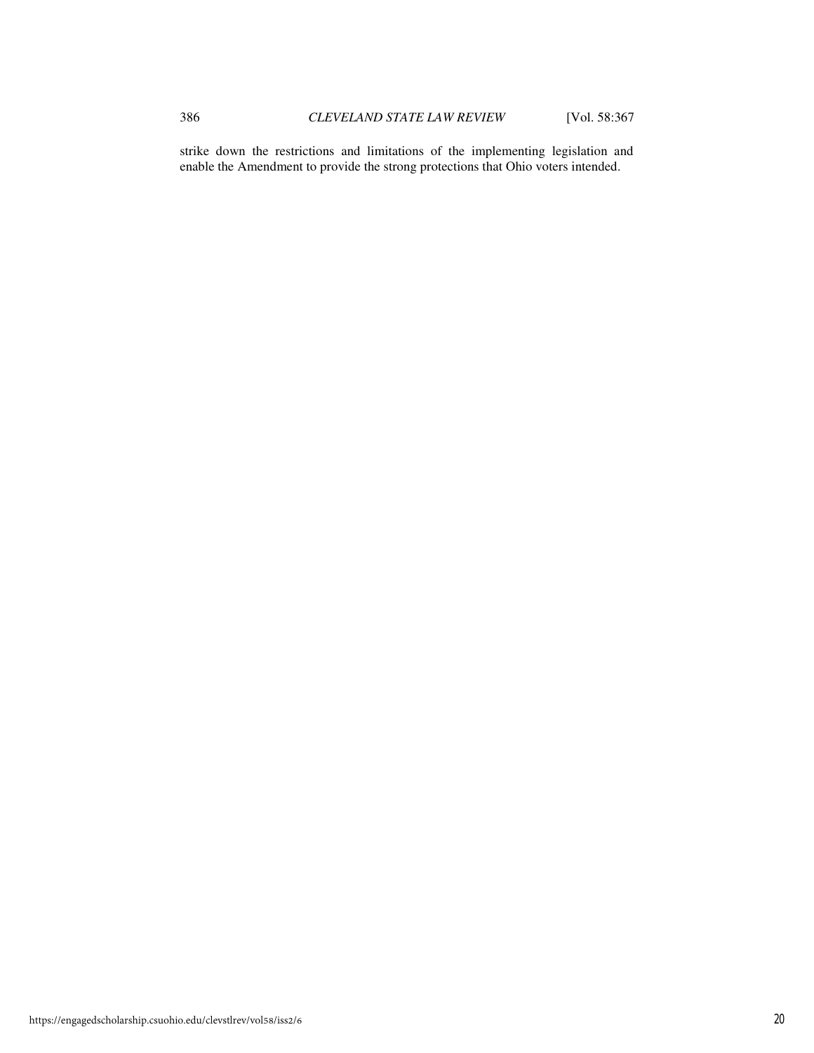strike down the restrictions and limitations of the implementing legislation and enable the Amendment to provide the strong protections that Ohio voters intended.